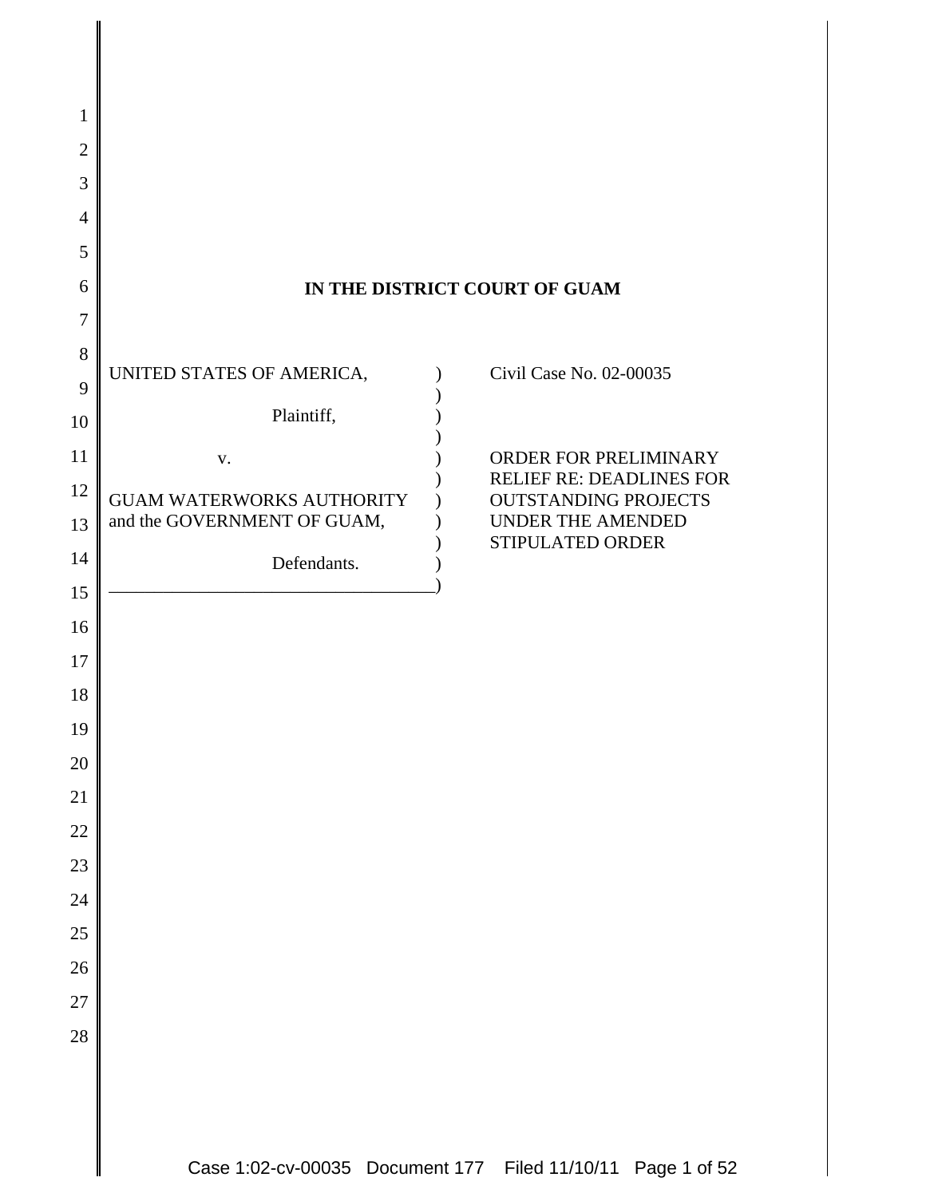# IN THE DISTRICT COURT OF GUAM

| | | |
|---|---|---|
| UNITED STATES OF AMERICA,<br><br>Plaintiff,<br><br>v.<br><br>GUAM WATERWORKS AUTHORITY and the GOVERNMENT OF GUAM,<br><br>Defendants. | ) | Civil Case No. 02-00035<br><br>ORDER FOR PRELIMINARY RELIEF RE: DEADLINES FOR OUTSTANDING PROJECTS UNDER THE AMENDED STIPULATED ORDER |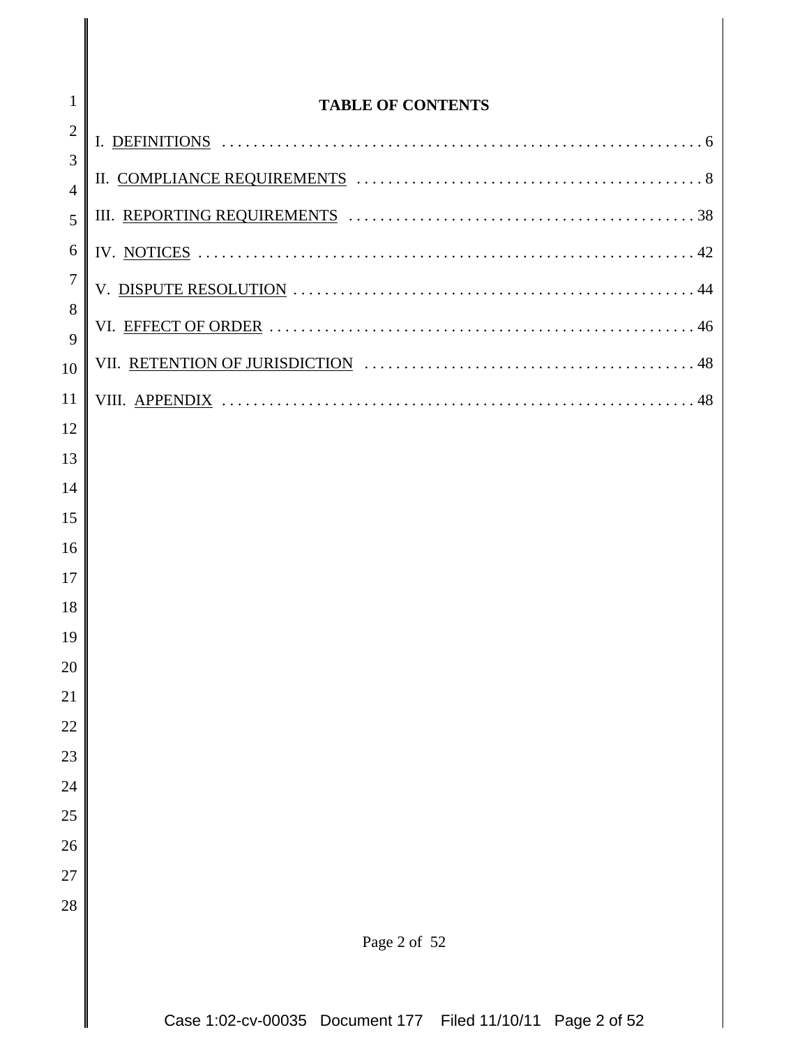**TABLE OF CONTENTS**

I. DEFINITIONS . . . . . . . . . . . . . . . . . . . . . . . . . . . . . . . . . . . . . . . . . . . . . . . . . . . . . . . . . . . . 6

II. COMPLIANCE REQUIREMENTS . . . . . . . . . . . . . . . . . . . . . . . . . . . . . . . . . . . . . . . . . . . . 8

III. REPORTING REQUIREMENTS . . . . . . . . . . . . . . . . . . . . . . . . . . . . . . . . . . . . . . . . . . . . 38

IV. NOTICES . . . . . . . . . . . . . . . . . . . . . . . . . . . . . . . . . . . . . . . . . . . . . . . . . . . . . . . . . . . . . . . 42

V. DISPUTE RESOLUTION . . . . . . . . . . . . . . . . . . . . . . . . . . . . . . . . . . . . . . . . . . . . . . . . . . . 44

VI. EFFECT OF ORDER . . . . . . . . . . . . . . . . . . . . . . . . . . . . . . . . . . . . . . . . . . . . . . . . . . . . . . 46

VII. RETENTION OF JURISDICTION . . . . . . . . . . . . . . . . . . . . . . . . . . . . . . . . . . . . . . . . . . 48

VIII. APPENDIX . . . . . . . . . . . . . . . . . . . . . . . . . . . . . . . . . . . . . . . . . . . . . . . . . . . . . . . . . . . . 48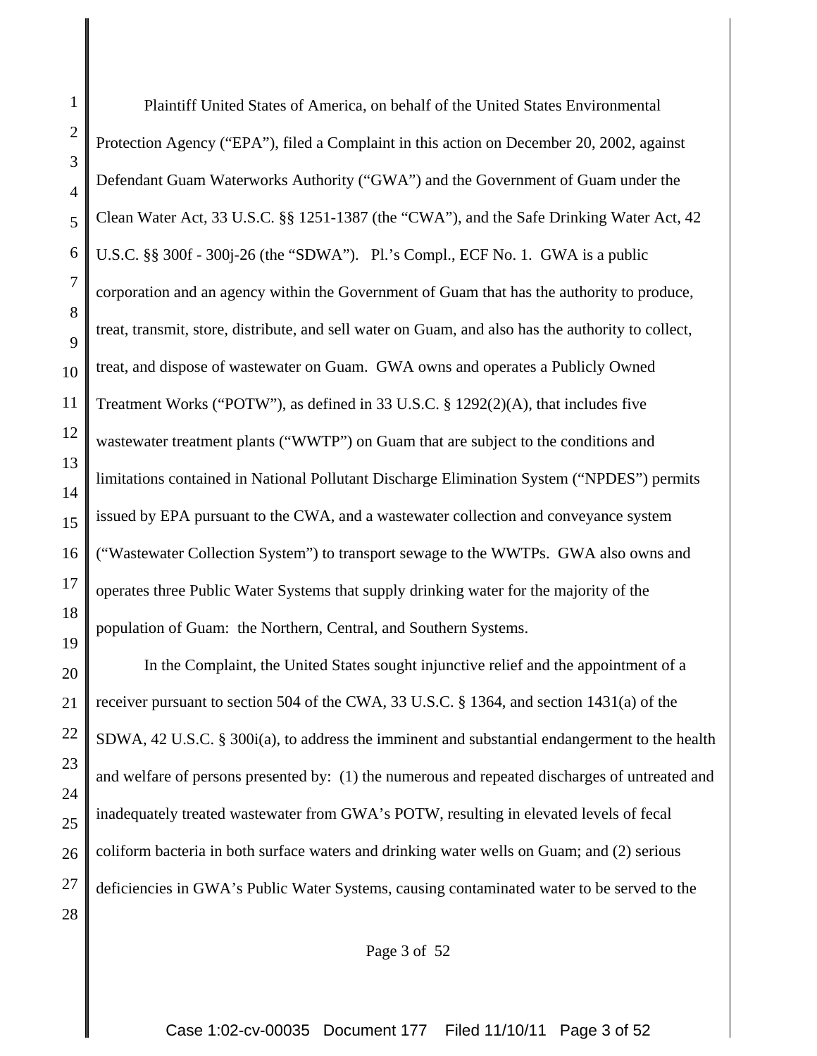Plaintiff United States of America, on behalf of the United States Environmental Protection Agency ("EPA"), filed a Complaint in this action on December 20, 2002, against Defendant Guam Waterworks Authority ("GWA") and the Government of Guam under the Clean Water Act, 33 U.S.C. §§ 1251-1387 (the "CWA"), and the Safe Drinking Water Act, 42 U.S.C. §§ 300f - 300j-26 (the "SDWA"). Pl.'s Compl., ECF No. 1. GWA is a public corporation and an agency within the Government of Guam that has the authority to produce, treat, transmit, store, distribute, and sell water on Guam, and also has the authority to collect, treat, and dispose of wastewater on Guam. GWA owns and operates a Publicly Owned Treatment Works ("POTW"), as defined in 33 U.S.C. § 1292(2)(A), that includes five wastewater treatment plants ("WWTP") on Guam that are subject to the conditions and limitations contained in National Pollutant Discharge Elimination System ("NPDES") permits issued by EPA pursuant to the CWA, and a wastewater collection and conveyance system ("Wastewater Collection System") to transport sewage to the WWTPs. GWA also owns and operates three Public Water Systems that supply drinking water for the majority of the population of Guam: the Northern, Central, and Southern Systems.

In the Complaint, the United States sought injunctive relief and the appointment of a receiver pursuant to section 504 of the CWA, 33 U.S.C. § 1364, and section 1431(a) of the SDWA, 42 U.S.C. § 300i(a), to address the imminent and substantial endangerment to the health and welfare of persons presented by: (1) the numerous and repeated discharges of untreated and inadequately treated wastewater from GWA's POTW, resulting in elevated levels of fecal coliform bacteria in both surface waters and drinking water wells on Guam; and (2) serious deficiencies in GWA's Public Water Systems, causing contaminated water to be served to the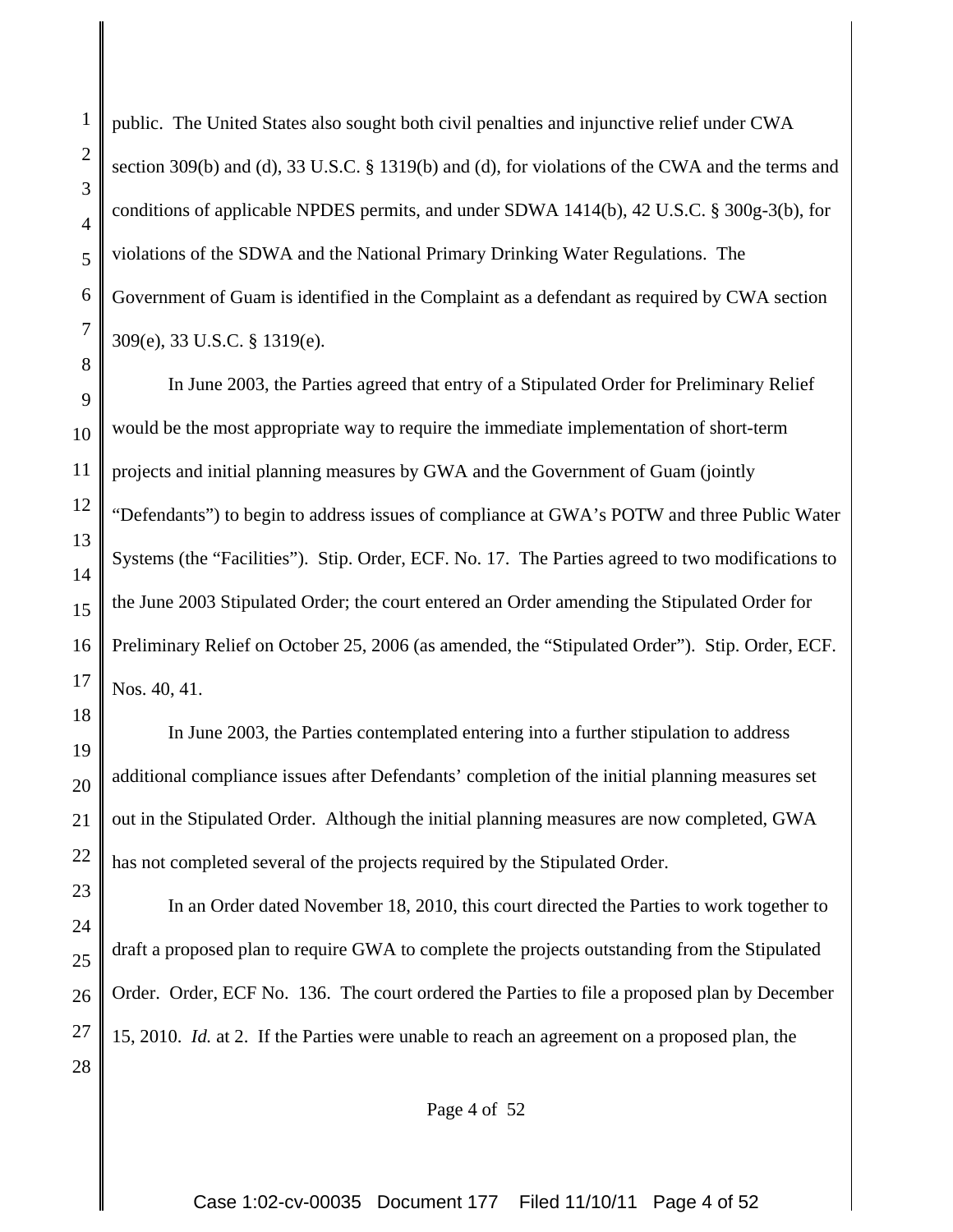public. The United States also sought both civil penalties and injunctive relief under CWA section 309(b) and (d), 33 U.S.C. § 1319(b) and (d), for violations of the CWA and the terms and conditions of applicable NPDES permits, and under SDWA 1414(b), 42 U.S.C. § 300g-3(b), for violations of the SDWA and the National Primary Drinking Water Regulations. The Government of Guam is identified in the Complaint as a defendant as required by CWA section 309(e), 33 U.S.C. § 1319(e).

In June 2003, the Parties agreed that entry of a Stipulated Order for Preliminary Relief would be the most appropriate way to require the immediate implementation of short-term projects and initial planning measures by GWA and the Government of Guam (jointly "Defendants") to begin to address issues of compliance at GWA's POTW and three Public Water Systems (the "Facilities"). Stip. Order, ECF. No. 17. The Parties agreed to two modifications to the June 2003 Stipulated Order; the court entered an Order amending the Stipulated Order for Preliminary Relief on October 25, 2006 (as amended, the "Stipulated Order"). Stip. Order, ECF. Nos. 40, 41.

In June 2003, the Parties contemplated entering into a further stipulation to address additional compliance issues after Defendants' completion of the initial planning measures set out in the Stipulated Order. Although the initial planning measures are now completed, GWA has not completed several of the projects required by the Stipulated Order.

In an Order dated November 18, 2010, this court directed the Parties to work together to draft a proposed plan to require GWA to complete the projects outstanding from the Stipulated Order. Order, ECF No. 136. The court ordered the Parties to file a proposed plan by December 15, 2010. *Id.* at 2. If the Parties were unable to reach an agreement on a proposed plan, the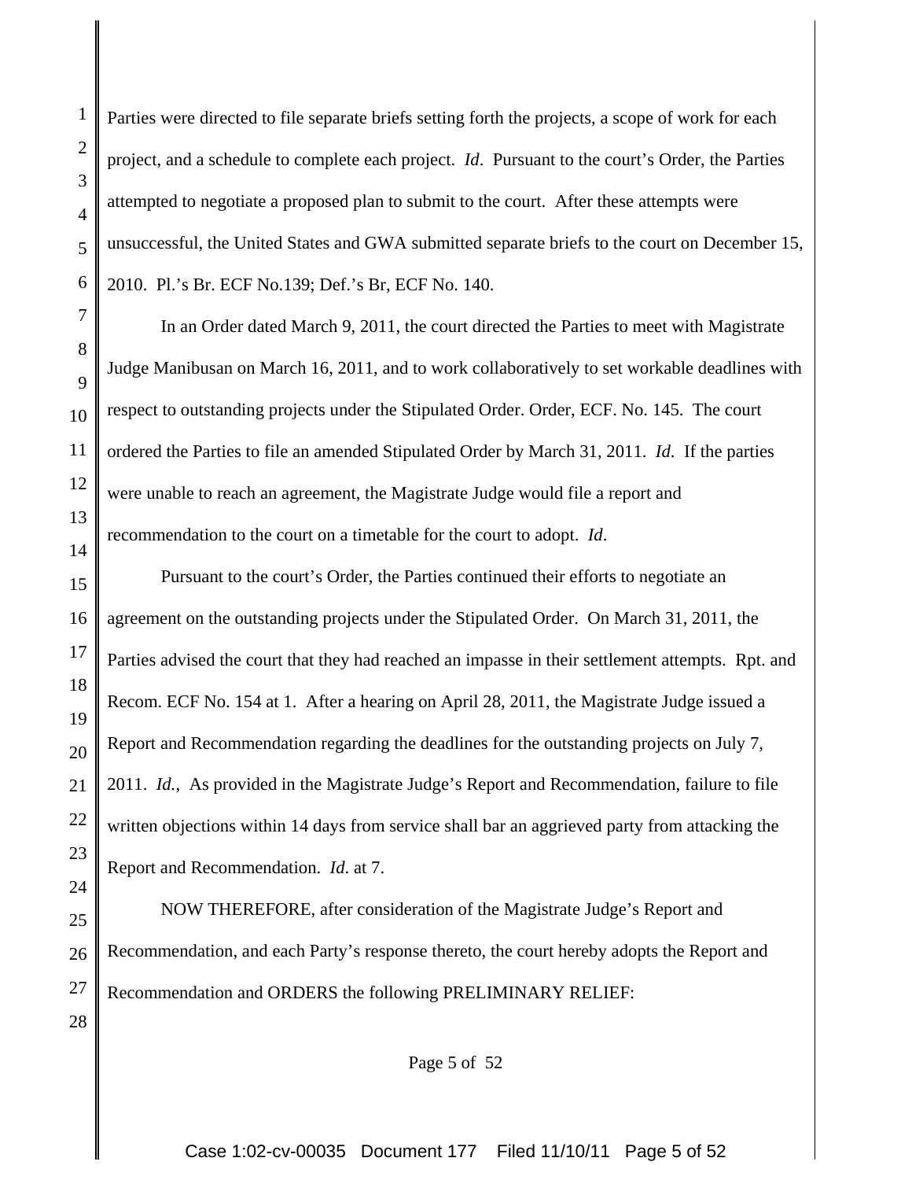Parties were directed to file separate briefs setting forth the projects, a scope of work for each project, and a schedule to complete each project. *Id*. Pursuant to the court's Order, the Parties attempted to negotiate a proposed plan to submit to the court. After these attempts were unsuccessful, the United States and GWA submitted separate briefs to the court on December 15, 2010. Pl.'s Br. ECF No.139; Def.'s Br, ECF No. 140.

In an Order dated March 9, 2011, the court directed the Parties to meet with Magistrate Judge Manibusan on March 16, 2011, and to work collaboratively to set workable deadlines with respect to outstanding projects under the Stipulated Order. Order, ECF. No. 145. The court ordered the Parties to file an amended Stipulated Order by March 31, 2011. *Id*. If the parties were unable to reach an agreement, the Magistrate Judge would file a report and recommendation to the court on a timetable for the court to adopt. *Id*.

Pursuant to the court's Order, the Parties continued their efforts to negotiate an agreement on the outstanding projects under the Stipulated Order. On March 31, 2011, the Parties advised the court that they had reached an impasse in their settlement attempts. Rpt. and Recom. ECF No. 154 at 1. After a hearing on April 28, 2011, the Magistrate Judge issued a Report and Recommendation regarding the deadlines for the outstanding projects on July 7, 2011. *Id.*, As provided in the Magistrate Judge's Report and Recommendation, failure to file written objections within 14 days from service shall bar an aggrieved party from attacking the Report and Recommendation. *Id*. at 7.

NOW THEREFORE, after consideration of the Magistrate Judge's Report and Recommendation, and each Party's response thereto, the court hereby adopts the Report and Recommendation and ORDERS the following PRELIMINARY RELIEF: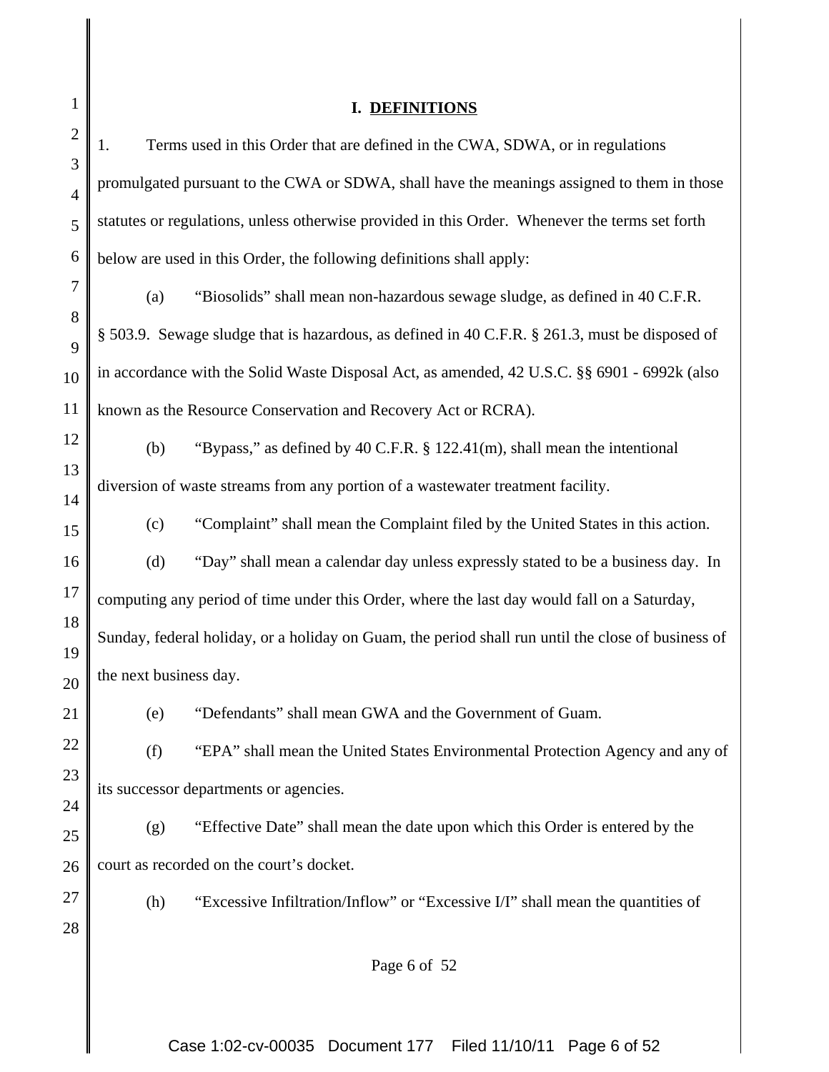## I. DEFINITIONS

1. Terms used in this Order that are defined in the CWA, SDWA, or in regulations promulgated pursuant to the CWA or SDWA, shall have the meanings assigned to them in those statutes or regulations, unless otherwise provided in this Order. Whenever the terms set forth below are used in this Order, the following definitions shall apply:

(a) "Biosolids" shall mean non-hazardous sewage sludge, as defined in 40 C.F.R. § 503.9. Sewage sludge that is hazardous, as defined in 40 C.F.R. § 261.3, must be disposed of in accordance with the Solid Waste Disposal Act, as amended, 42 U.S.C. §§ 6901 - 6992k (also known as the Resource Conservation and Recovery Act or RCRA).

(b) "Bypass," as defined by 40 C.F.R. § 122.41(m), shall mean the intentional diversion of waste streams from any portion of a wastewater treatment facility.

(c) "Complaint" shall mean the Complaint filed by the United States in this action.

(d) "Day" shall mean a calendar day unless expressly stated to be a business day. In computing any period of time under this Order, where the last day would fall on a Saturday, Sunday, federal holiday, or a holiday on Guam, the period shall run until the close of business of the next business day.

(e) "Defendants" shall mean GWA and the Government of Guam.

(f) "EPA" shall mean the United States Environmental Protection Agency and any of its successor departments or agencies.

(g) "Effective Date" shall mean the date upon which this Order is entered by the court as recorded on the court's docket.

(h) "Excessive Infiltration/Inflow" or "Excessive I/I" shall mean the quantities of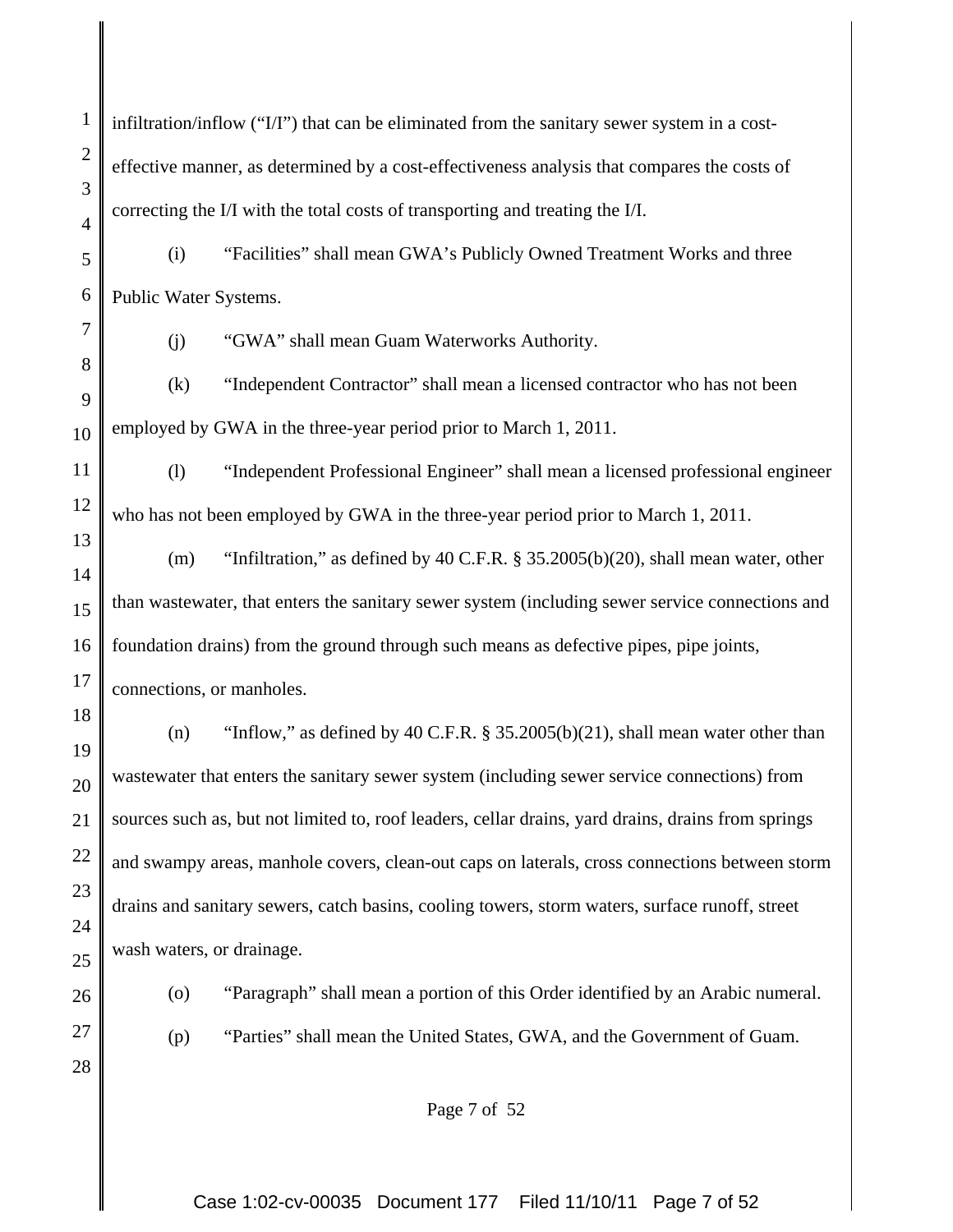infiltration/inflow ("I/I") that can be eliminated from the sanitary sewer system in a cost-effective manner, as determined by a cost-effectiveness analysis that compares the costs of correcting the I/I with the total costs of transporting and treating the I/I.

(i) "Facilities" shall mean GWA's Publicly Owned Treatment Works and three Public Water Systems.

(j) "GWA" shall mean Guam Waterworks Authority.

(k) "Independent Contractor" shall mean a licensed contractor who has not been employed by GWA in the three-year period prior to March 1, 2011.

(l) "Independent Professional Engineer" shall mean a licensed professional engineer who has not been employed by GWA in the three-year period prior to March 1, 2011.

(m) "Infiltration," as defined by 40 C.F.R. § 35.2005(b)(20), shall mean water, other than wastewater, that enters the sanitary sewer system (including sewer service connections and foundation drains) from the ground through such means as defective pipes, pipe joints, connections, or manholes.

(n) "Inflow," as defined by 40 C.F.R. § 35.2005(b)(21), shall mean water other than wastewater that enters the sanitary sewer system (including sewer service connections) from sources such as, but not limited to, roof leaders, cellar drains, yard drains, drains from springs and swampy areas, manhole covers, clean-out caps on laterals, cross connections between storm drains and sanitary sewers, catch basins, cooling towers, storm waters, surface runoff, street wash waters, or drainage.

(o) "Paragraph" shall mean a portion of this Order identified by an Arabic numeral.

(p) "Parties" shall mean the United States, GWA, and the Government of Guam.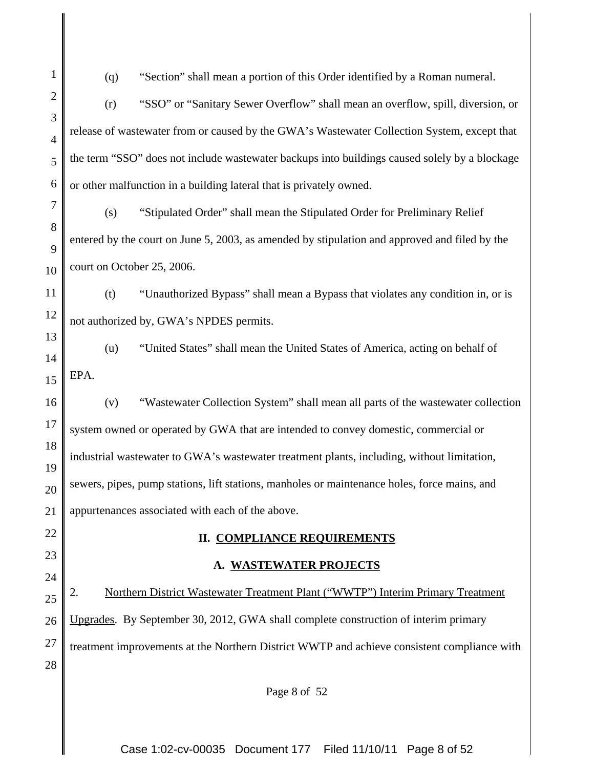(q) "Section" shall mean a portion of this Order identified by a Roman numeral.

(r) "SSO" or "Sanitary Sewer Overflow" shall mean an overflow, spill, diversion, or release of wastewater from or caused by the GWA's Wastewater Collection System, except that the term "SSO" does not include wastewater backups into buildings caused solely by a blockage or other malfunction in a building lateral that is privately owned.

(s) "Stipulated Order" shall mean the Stipulated Order for Preliminary Relief entered by the court on June 5, 2003, as amended by stipulation and approved and filed by the court on October 25, 2006.

(t) "Unauthorized Bypass" shall mean a Bypass that violates any condition in, or is not authorized by, GWA's NPDES permits.

(u) "United States" shall mean the United States of America, acting on behalf of EPA.

(v) "Wastewater Collection System" shall mean all parts of the wastewater collection system owned or operated by GWA that are intended to convey domestic, commercial or industrial wastewater to GWA's wastewater treatment plants, including, without limitation, sewers, pipes, pump stations, lift stations, manholes or maintenance holes, force mains, and appurtenances associated with each of the above.

## II. COMPLIANCE REQUIREMENTS

### A. WASTEWATER PROJECTS

2. Northern District Wastewater Treatment Plant ("WWTP") Interim Primary Treatment Upgrades. By September 30, 2012, GWA shall complete construction of interim primary treatment improvements at the Northern District WWTP and achieve consistent compliance with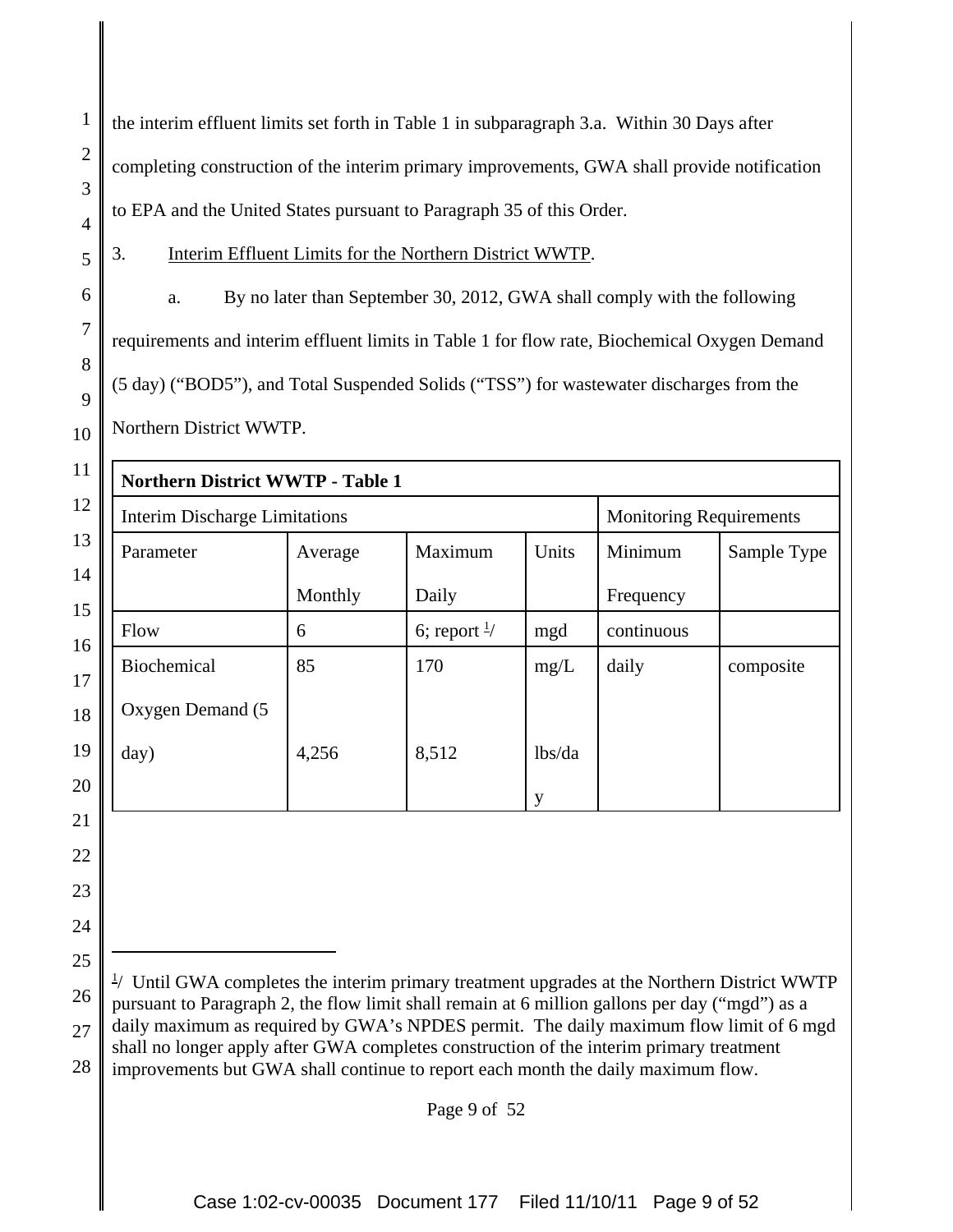the interim effluent limits set forth in Table 1 in subparagraph 3.a. Within 30 Days after completing construction of the interim primary improvements, GWA shall provide notification to EPA and the United States pursuant to Paragraph 35 of this Order.

3. Interim Effluent Limits for the Northern District WWTP.

a. By no later than September 30, 2012, GWA shall comply with the following requirements and interim effluent limits in Table 1 for flow rate, Biochemical Oxygen Demand (5 day) ("BOD5"), and Total Suspended Solids ("TSS") for wastewater discharges from the Northern District WWTP.

| **Northern District WWTP - Table 1** | | | | | |
|---|---|---|---|---|---|
| Interim Discharge Limitations | | | | Monitoring Requirements | |
| Parameter | Average Monthly | Maximum Daily | Units | Minimum Frequency | Sample Type |
| Flow | 6 | 6; report [1] | mgd | continuous | |
| Biochemical Oxygen Demand (5 day) | 85 | 170 | mg/L | daily | composite |
| | 4,256 | 8,512 | lbs/day | | |

[1] Until GWA completes the interim primary treatment upgrades at the Northern District WWTP pursuant to Paragraph 2, the flow limit shall remain at 6 million gallons per day ("mgd") as a daily maximum as required by GWA's NPDES permit. The daily maximum flow limit of 6 mgd shall no longer apply after GWA completes construction of the interim primary treatment improvements but GWA shall continue to report each month the daily maximum flow.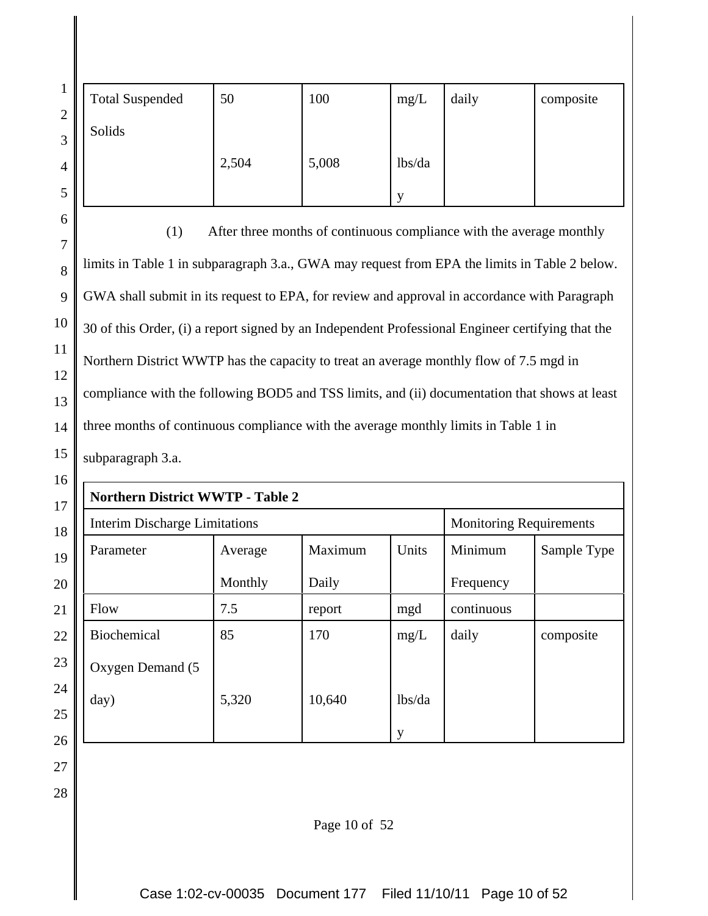| Total Suspended Solids | 50<br><br>2,504 | 100<br><br>5,008 | mg/L<br><br>lbs/day | daily | composite |
|---|---|---|---|---|---|

(1) After three months of continuous compliance with the average monthly limits in Table 1 in subparagraph 3.a., GWA may request from EPA the limits in Table 2 below. GWA shall submit in its request to EPA, for review and approval in accordance with Paragraph 30 of this Order, (i) a report signed by an Independent Professional Engineer certifying that the Northern District WWTP has the capacity to treat an average monthly flow of 7.5 mgd in compliance with the following BOD5 and TSS limits, and (ii) documentation that shows at least three months of continuous compliance with the average monthly limits in Table 1 in subparagraph 3.a.

| **Northern District WWTP - Table 2** | | | | | |
|---|---|---|---|---|---|
| Interim Discharge Limitations | | | | Monitoring Requirements | |
| Parameter | Average Monthly | Maximum Daily | Units | Minimum Frequency | Sample Type |
| Flow | 7.5 | report | mgd | continuous | |
| Biochemical Oxygen Demand (5 day) | 85<br><br>5,320 | 170<br><br>10,640 | mg/L<br><br>lbs/day | daily | composite |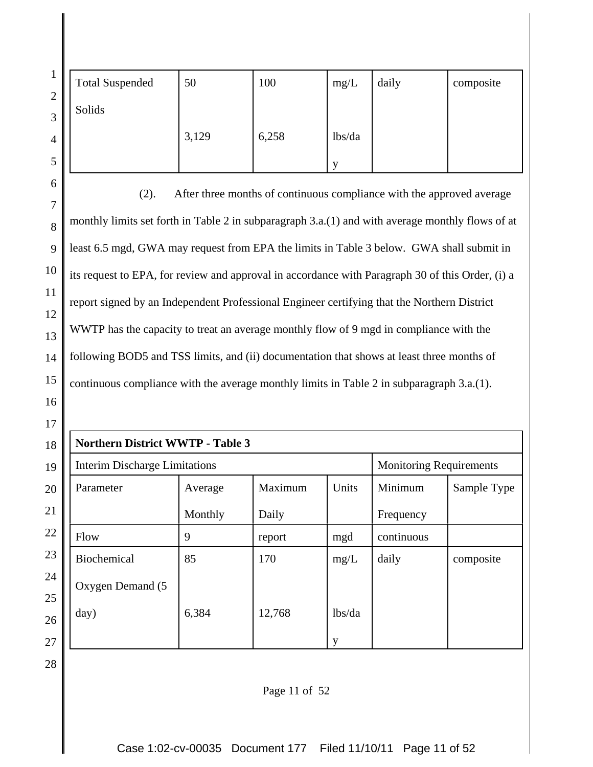| Total Suspended Solids | 50 | 100 | mg/L | daily | composite |
|---|---|---|---|---|---|
| | 3,129 | 6,258 | lbs/day | | |

(2). After three months of continuous compliance with the approved average monthly limits set forth in Table 2 in subparagraph 3.a.(1) and with average monthly flows of at least 6.5 mgd, GWA may request from EPA the limits in Table 3 below. GWA shall submit in its request to EPA, for review and approval in accordance with Paragraph 30 of this Order, (i) a report signed by an Independent Professional Engineer certifying that the Northern District WWTP has the capacity to treat an average monthly flow of 9 mgd in compliance with the following BOD5 and TSS limits, and (ii) documentation that shows at least three months of continuous compliance with the average monthly limits in Table 2 in subparagraph 3.a.(1).

| **Northern District WWTP - Table 3** | | | | | |
|---|---|---|---|---|---|
| Interim Discharge Limitations | | | | Monitoring Requirements | |
| Parameter | Average Monthly | Maximum Daily | Units | Minimum Frequency | Sample Type |
| Flow | 9 | report | mgd | continuous | |
| Biochemical Oxygen Demand (5 day) | 85 | 170 | mg/L | daily | composite |
| | 6,384 | 12,768 | lbs/day | | |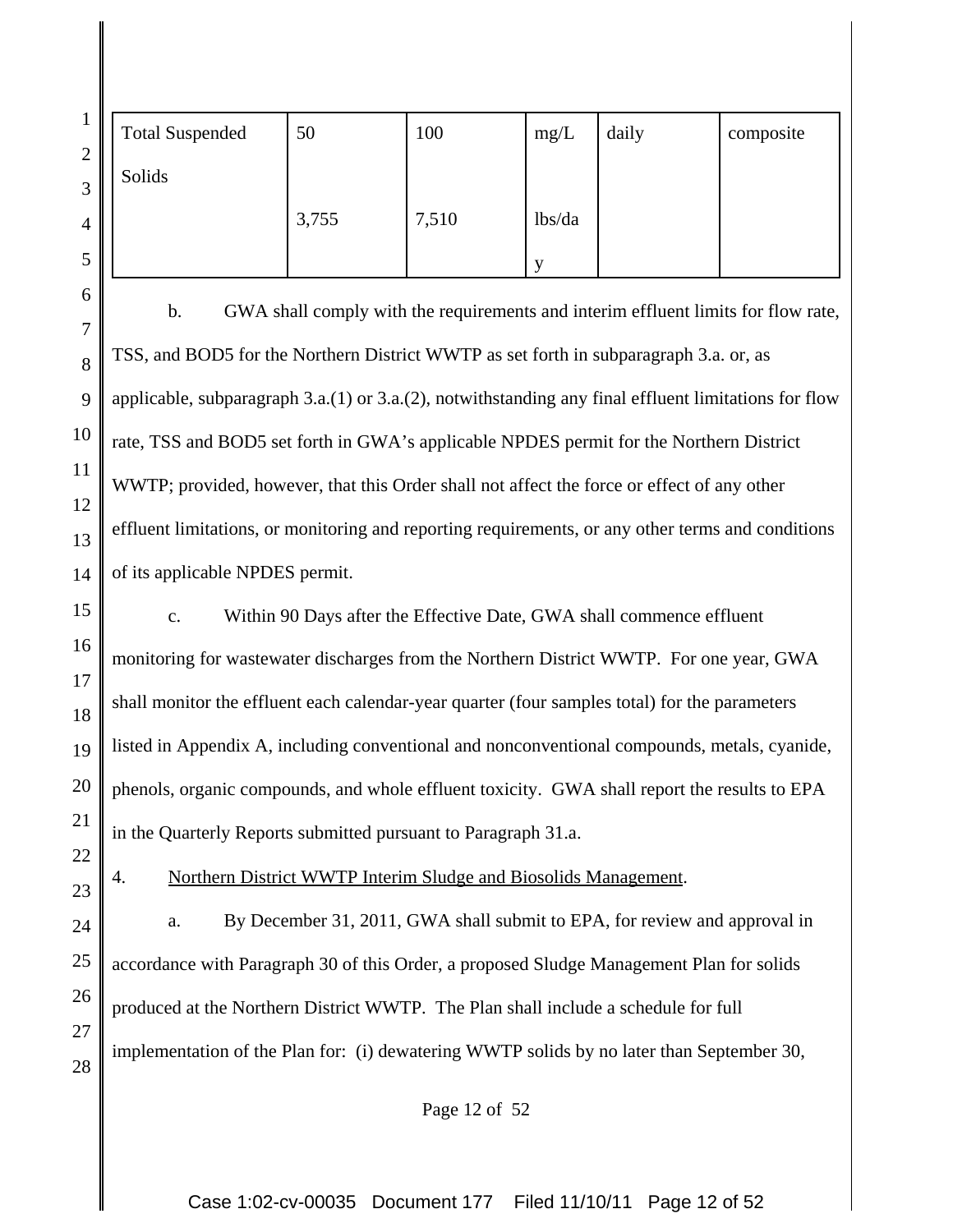| Total Suspended Solids | 50 | 100 | mg/L | daily | composite |
|---|---|---|---|---|---|
| | 3,755 | 7,510 | lbs/day | | |

b. GWA shall comply with the requirements and interim effluent limits for flow rate, TSS, and BOD5 for the Northern District WWTP as set forth in subparagraph 3.a. or, as applicable, subparagraph 3.a.(1) or 3.a.(2), notwithstanding any final effluent limitations for flow rate, TSS and BOD5 set forth in GWA's applicable NPDES permit for the Northern District WWTP; provided, however, that this Order shall not affect the force or effect of any other effluent limitations, or monitoring and reporting requirements, or any other terms and conditions of its applicable NPDES permit.

c. Within 90 Days after the Effective Date, GWA shall commence effluent monitoring for wastewater discharges from the Northern District WWTP. For one year, GWA shall monitor the effluent each calendar-year quarter (four samples total) for the parameters listed in Appendix A, including conventional and nonconventional compounds, metals, cyanide, phenols, organic compounds, and whole effluent toxicity. GWA shall report the results to EPA in the Quarterly Reports submitted pursuant to Paragraph 31.a.

4. Northern District WWTP Interim Sludge and Biosolids Management.

a. By December 31, 2011, GWA shall submit to EPA, for review and approval in accordance with Paragraph 30 of this Order, a proposed Sludge Management Plan for solids produced at the Northern District WWTP. The Plan shall include a schedule for full implementation of the Plan for: (i) dewatering WWTP solids by no later than September 30,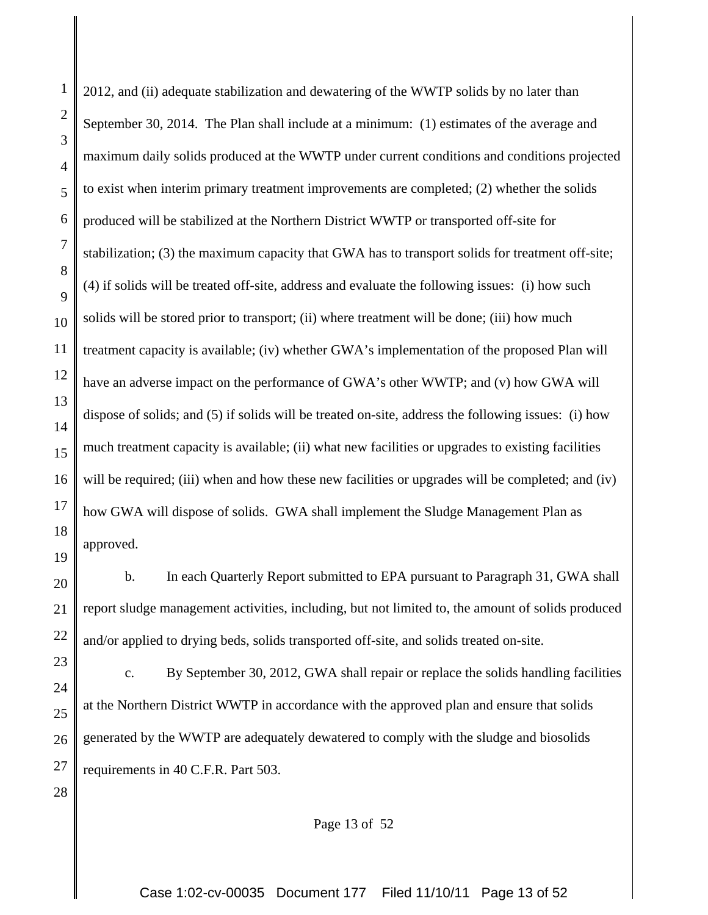2012, and (ii) adequate stabilization and dewatering of the WWTP solids by no later than September 30, 2014. The Plan shall include at a minimum: (1) estimates of the average and maximum daily solids produced at the WWTP under current conditions and conditions projected to exist when interim primary treatment improvements are completed; (2) whether the solids produced will be stabilized at the Northern District WWTP or transported off-site for stabilization; (3) the maximum capacity that GWA has to transport solids for treatment off-site; (4) if solids will be treated off-site, address and evaluate the following issues: (i) how such solids will be stored prior to transport; (ii) where treatment will be done; (iii) how much treatment capacity is available; (iv) whether GWA's implementation of the proposed Plan will have an adverse impact on the performance of GWA's other WWTP; and (v) how GWA will dispose of solids; and (5) if solids will be treated on-site, address the following issues: (i) how much treatment capacity is available; (ii) what new facilities or upgrades to existing facilities will be required; (iii) when and how these new facilities or upgrades will be completed; and (iv) how GWA will dispose of solids. GWA shall implement the Sludge Management Plan as approved.

b. In each Quarterly Report submitted to EPA pursuant to Paragraph 31, GWA shall report sludge management activities, including, but not limited to, the amount of solids produced and/or applied to drying beds, solids transported off-site, and solids treated on-site.

c. By September 30, 2012, GWA shall repair or replace the solids handling facilities at the Northern District WWTP in accordance with the approved plan and ensure that solids generated by the WWTP are adequately dewatered to comply with the sludge and biosolids requirements in 40 C.F.R. Part 503.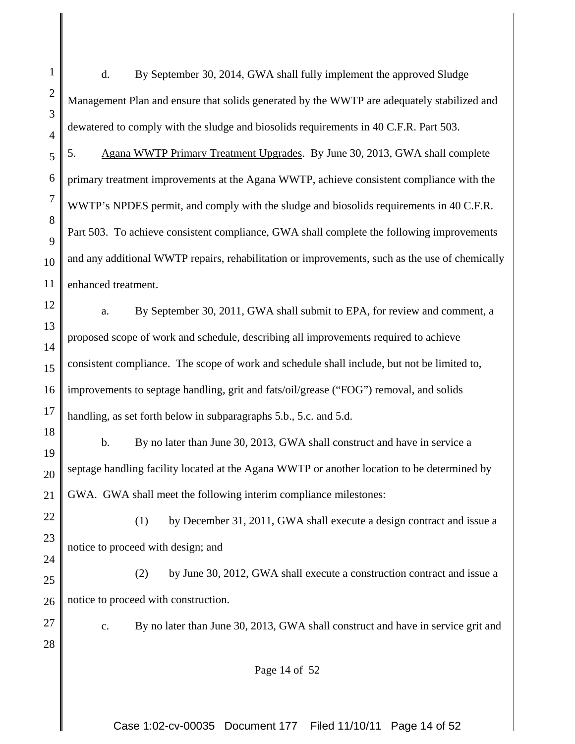d. By September 30, 2014, GWA shall fully implement the approved Sludge Management Plan and ensure that solids generated by the WWTP are adequately stabilized and dewatered to comply with the sludge and biosolids requirements in 40 C.F.R. Part 503.

5. <u>Agana WWTP Primary Treatment Upgrades</u>. By June 30, 2013, GWA shall complete primary treatment improvements at the Agana WWTP, achieve consistent compliance with the WWTP's NPDES permit, and comply with the sludge and biosolids requirements in 40 C.F.R. Part 503. To achieve consistent compliance, GWA shall complete the following improvements and any additional WWTP repairs, rehabilitation or improvements, such as the use of chemically enhanced treatment.

a. By September 30, 2011, GWA shall submit to EPA, for review and comment, a proposed scope of work and schedule, describing all improvements required to achieve consistent compliance. The scope of work and schedule shall include, but not be limited to, improvements to septage handling, grit and fats/oil/grease ("FOG") removal, and solids handling, as set forth below in subparagraphs 5.b., 5.c. and 5.d.

b. By no later than June 30, 2013, GWA shall construct and have in service a septage handling facility located at the Agana WWTP or another location to be determined by GWA. GWA shall meet the following interim compliance milestones:

(1) by December 31, 2011, GWA shall execute a design contract and issue a notice to proceed with design; and

(2) by June 30, 2012, GWA shall execute a construction contract and issue a notice to proceed with construction.

c. By no later than June 30, 2013, GWA shall construct and have in service grit and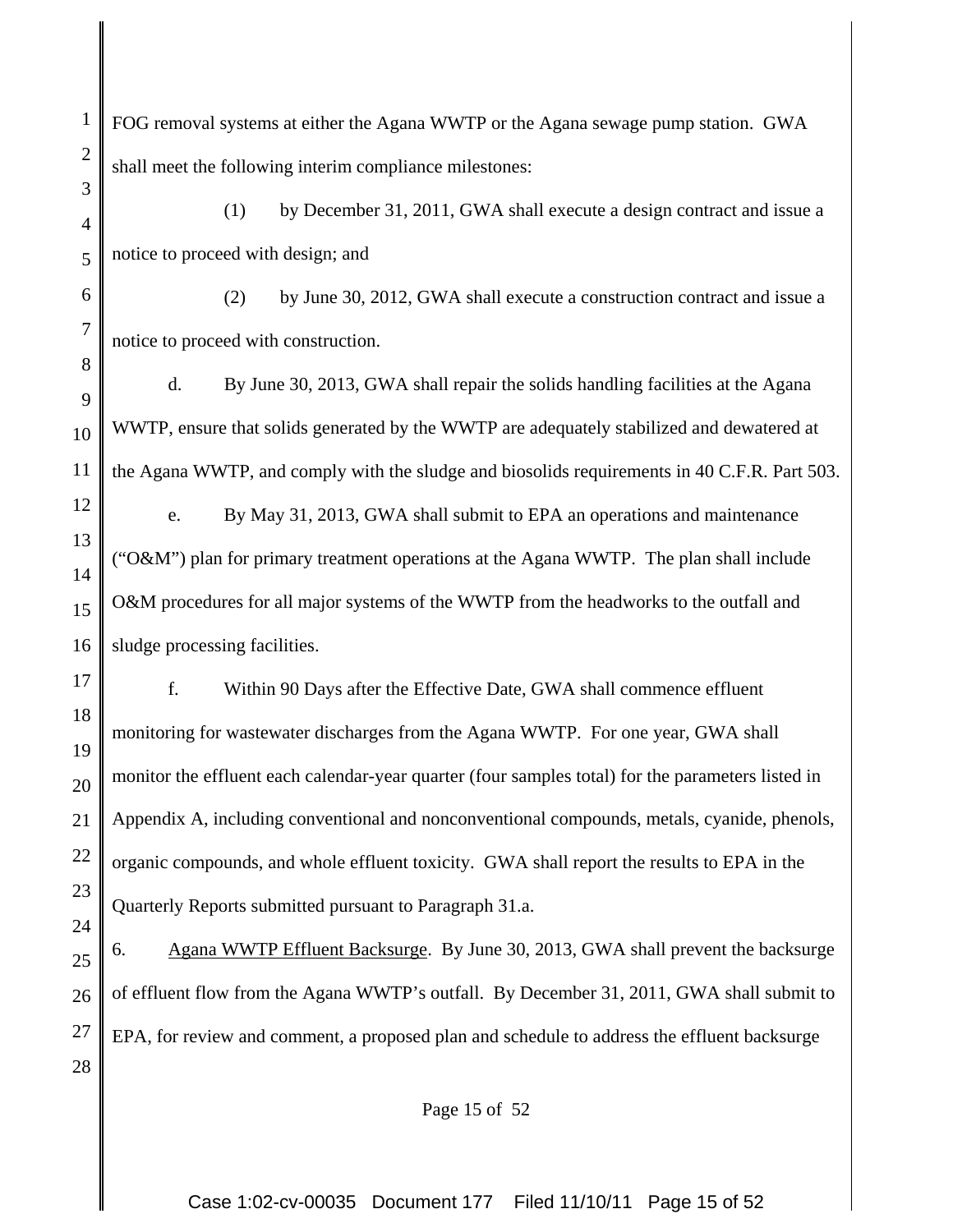FOG removal systems at either the Agana WWTP or the Agana sewage pump station. GWA shall meet the following interim compliance milestones:

(1) by December 31, 2011, GWA shall execute a design contract and issue a notice to proceed with design; and

(2) by June 30, 2012, GWA shall execute a construction contract and issue a notice to proceed with construction.

d. By June 30, 2013, GWA shall repair the solids handling facilities at the Agana WWTP, ensure that solids generated by the WWTP are adequately stabilized and dewatered at the Agana WWTP, and comply with the sludge and biosolids requirements in 40 C.F.R. Part 503.

e. By May 31, 2013, GWA shall submit to EPA an operations and maintenance ("O&M") plan for primary treatment operations at the Agana WWTP. The plan shall include O&M procedures for all major systems of the WWTP from the headworks to the outfall and sludge processing facilities.

f. Within 90 Days after the Effective Date, GWA shall commence effluent monitoring for wastewater discharges from the Agana WWTP. For one year, GWA shall monitor the effluent each calendar-year quarter (four samples total) for the parameters listed in Appendix A, including conventional and nonconventional compounds, metals, cyanide, phenols, organic compounds, and whole effluent toxicity. GWA shall report the results to EPA in the Quarterly Reports submitted pursuant to Paragraph 31.a.

6. Agana WWTP Effluent Backsurge. By June 30, 2013, GWA shall prevent the backsurge of effluent flow from the Agana WWTP's outfall. By December 31, 2011, GWA shall submit to EPA, for review and comment, a proposed plan and schedule to address the effluent backsurge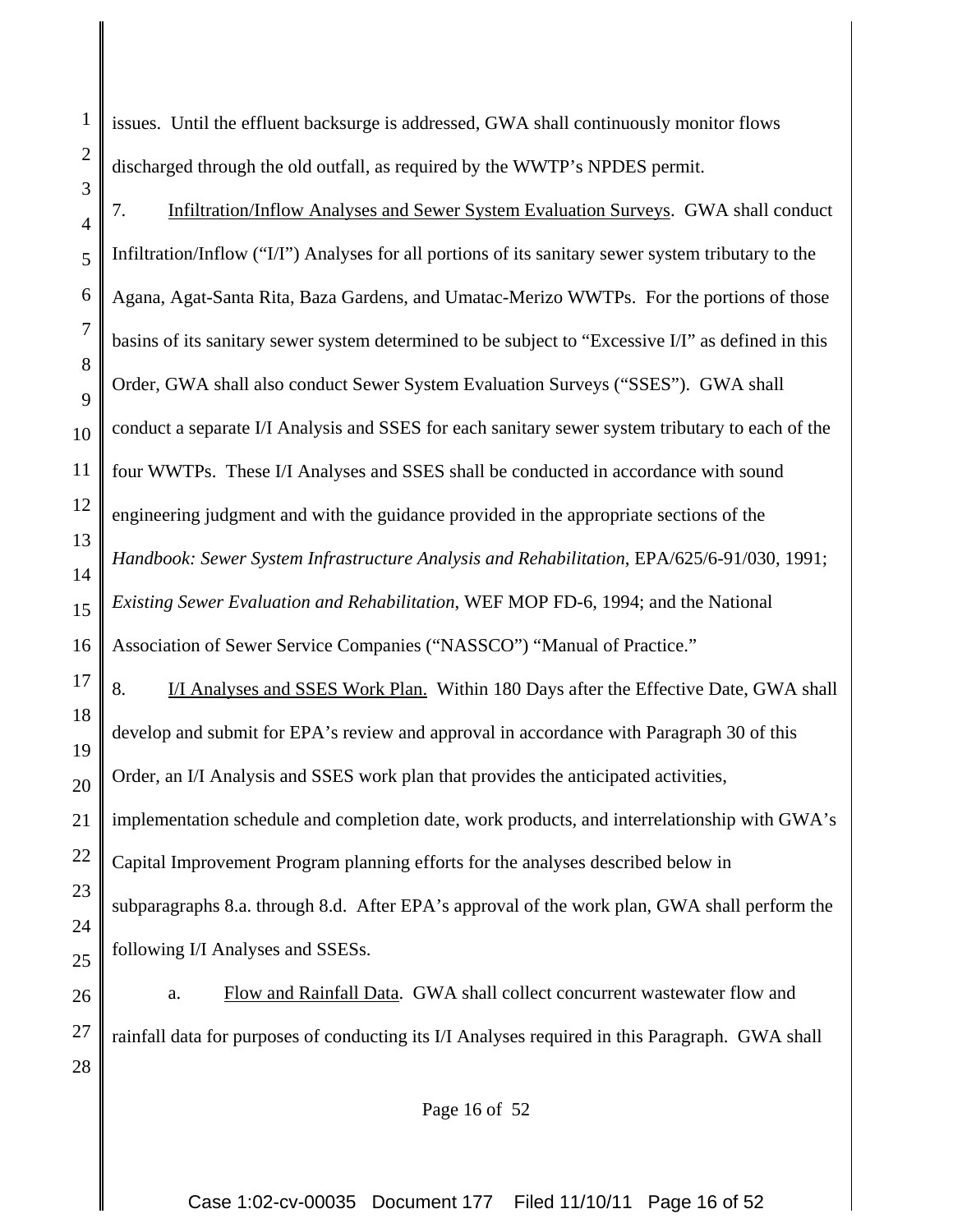issues. Until the effluent backsurge is addressed, GWA shall continuously monitor flows discharged through the old outfall, as required by the WWTP's NPDES permit.

7. Infiltration/Inflow Analyses and Sewer System Evaluation Surveys. GWA shall conduct Infiltration/Inflow ("I/I") Analyses for all portions of its sanitary sewer system tributary to the Agana, Agat-Santa Rita, Baza Gardens, and Umatac-Merizo WWTPs. For the portions of those basins of its sanitary sewer system determined to be subject to "Excessive I/I" as defined in this Order, GWA shall also conduct Sewer System Evaluation Surveys ("SSES"). GWA shall conduct a separate I/I Analysis and SSES for each sanitary sewer system tributary to each of the four WWTPs. These I/I Analyses and SSES shall be conducted in accordance with sound engineering judgment and with the guidance provided in the appropriate sections of the *Handbook: Sewer System Infrastructure Analysis and Rehabilitation*, EPA/625/6-91/030, 1991; *Existing Sewer Evaluation and Rehabilitation*, WEF MOP FD-6, 1994; and the National Association of Sewer Service Companies ("NASSCO") "Manual of Practice."

8. I/I Analyses and SSES Work Plan. Within 180 Days after the Effective Date, GWA shall develop and submit for EPA's review and approval in accordance with Paragraph 30 of this Order, an I/I Analysis and SSES work plan that provides the anticipated activities, implementation schedule and completion date, work products, and interrelationship with GWA's Capital Improvement Program planning efforts for the analyses described below in subparagraphs 8.a. through 8.d. After EPA's approval of the work plan, GWA shall perform the following I/I Analyses and SSESs.

a. Flow and Rainfall Data. GWA shall collect concurrent wastewater flow and rainfall data for purposes of conducting its I/I Analyses required in this Paragraph. GWA shall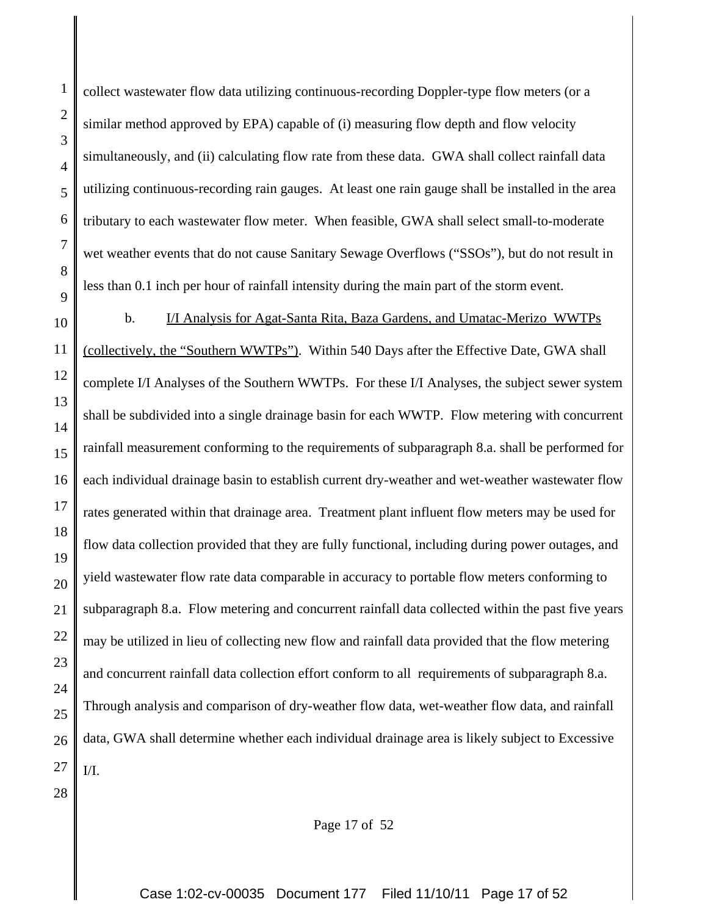collect wastewater flow data utilizing continuous-recording Doppler-type flow meters (or a similar method approved by EPA) capable of (i) measuring flow depth and flow velocity simultaneously, and (ii) calculating flow rate from these data. GWA shall collect rainfall data utilizing continuous-recording rain gauges. At least one rain gauge shall be installed in the area tributary to each wastewater flow meter. When feasible, GWA shall select small-to-moderate wet weather events that do not cause Sanitary Sewage Overflows ("SSOs"), but do not result in less than 0.1 inch per hour of rainfall intensity during the main part of the storm event.

b. I/I Analysis for Agat-Santa Rita, Baza Gardens, and Umatac-Merizo WWTPs (collectively, the "Southern WWTPs"). Within 540 Days after the Effective Date, GWA shall complete I/I Analyses of the Southern WWTPs. For these I/I Analyses, the subject sewer system shall be subdivided into a single drainage basin for each WWTP. Flow metering with concurrent rainfall measurement conforming to the requirements of subparagraph 8.a. shall be performed for each individual drainage basin to establish current dry-weather and wet-weather wastewater flow rates generated within that drainage area. Treatment plant influent flow meters may be used for flow data collection provided that they are fully functional, including during power outages, and yield wastewater flow rate data comparable in accuracy to portable flow meters conforming to subparagraph 8.a. Flow metering and concurrent rainfall data collected within the past five years may be utilized in lieu of collecting new flow and rainfall data provided that the flow metering and concurrent rainfall data collection effort conform to all requirements of subparagraph 8.a. Through analysis and comparison of dry-weather flow data, wet-weather flow data, and rainfall data, GWA shall determine whether each individual drainage area is likely subject to Excessive I/I.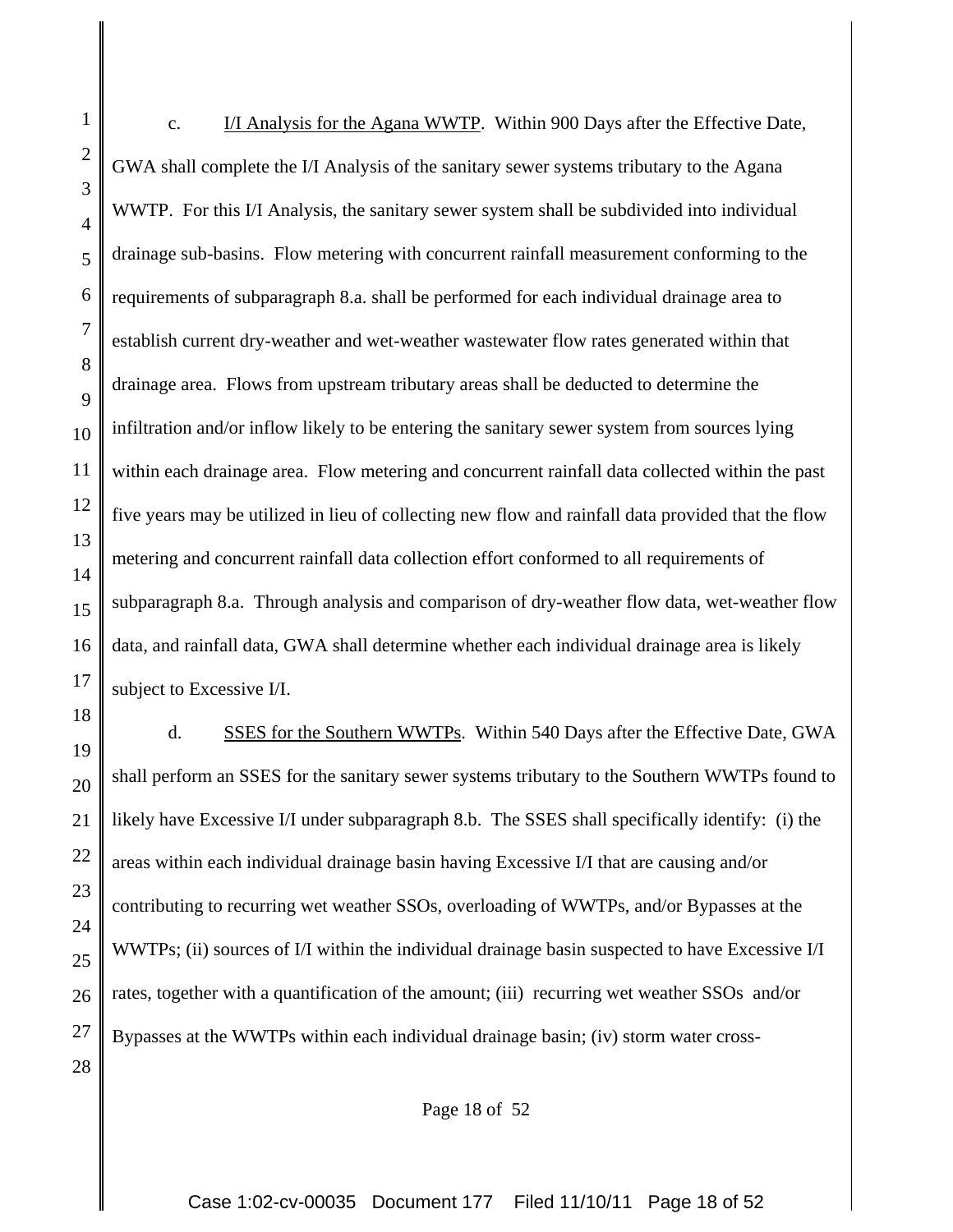c. <u>I/I Analysis for the Agana WWTP</u>. Within 900 Days after the Effective Date, GWA shall complete the I/I Analysis of the sanitary sewer systems tributary to the Agana WWTP. For this I/I Analysis, the sanitary sewer system shall be subdivided into individual drainage sub-basins. Flow metering with concurrent rainfall measurement conforming to the requirements of subparagraph 8.a. shall be performed for each individual drainage area to establish current dry-weather and wet-weather wastewater flow rates generated within that drainage area. Flows from upstream tributary areas shall be deducted to determine the infiltration and/or inflow likely to be entering the sanitary sewer system from sources lying within each drainage area. Flow metering and concurrent rainfall data collected within the past five years may be utilized in lieu of collecting new flow and rainfall data provided that the flow metering and concurrent rainfall data collection effort conformed to all requirements of subparagraph 8.a. Through analysis and comparison of dry-weather flow data, wet-weather flow data, and rainfall data, GWA shall determine whether each individual drainage area is likely subject to Excessive I/I.

d. <u>SSES for the Southern WWTPs</u>. Within 540 Days after the Effective Date, GWA shall perform an SSES for the sanitary sewer systems tributary to the Southern WWTPs found to likely have Excessive I/I under subparagraph 8.b. The SSES shall specifically identify: (i) the areas within each individual drainage basin having Excessive I/I that are causing and/or contributing to recurring wet weather SSOs, overloading of WWTPs, and/or Bypasses at the WWTPs; (ii) sources of I/I within the individual drainage basin suspected to have Excessive I/I rates, together with a quantification of the amount; (iii) recurring wet weather SSOs and/or Bypasses at the WWTPs within each individual drainage basin; (iv) storm water cross-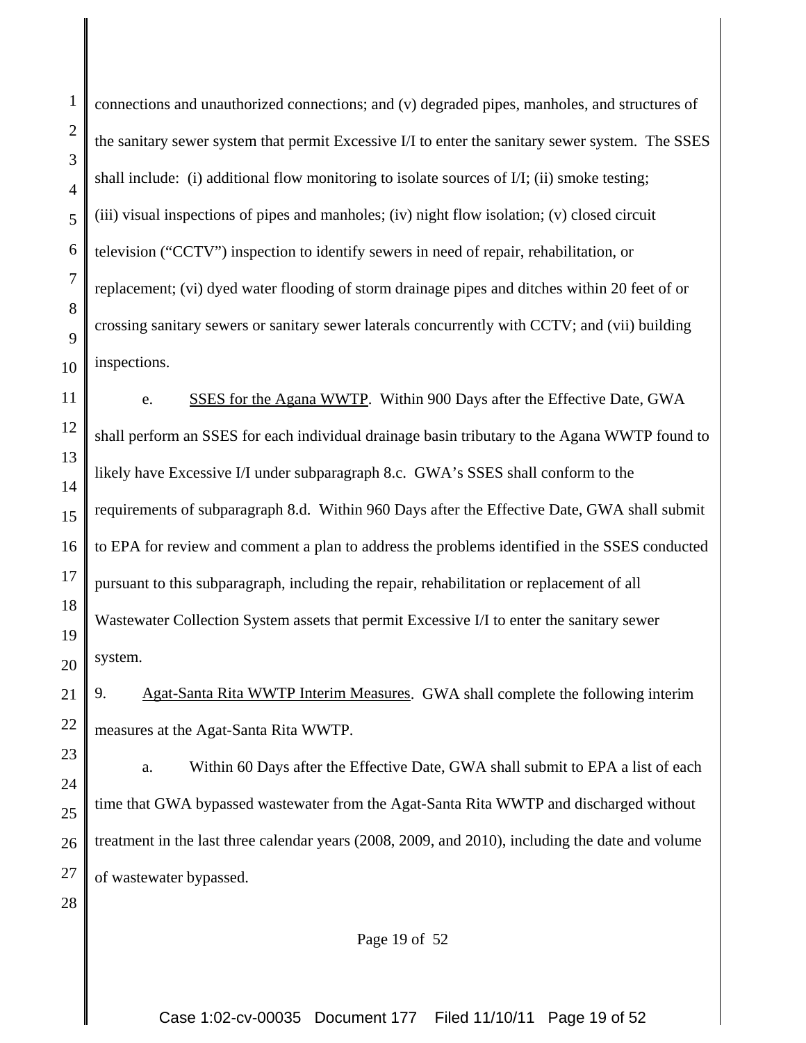connections and unauthorized connections; and (v) degraded pipes, manholes, and structures of the sanitary sewer system that permit Excessive I/I to enter the sanitary sewer system. The SSES shall include: (i) additional flow monitoring to isolate sources of I/I; (ii) smoke testing; (iii) visual inspections of pipes and manholes; (iv) night flow isolation; (v) closed circuit television ("CCTV") inspection to identify sewers in need of repair, rehabilitation, or replacement; (vi) dyed water flooding of storm drainage pipes and ditches within 20 feet of or crossing sanitary sewers or sanitary sewer laterals concurrently with CCTV; and (vii) building inspections.

e. SSES for the Agana WWTP. Within 900 Days after the Effective Date, GWA shall perform an SSES for each individual drainage basin tributary to the Agana WWTP found to likely have Excessive I/I under subparagraph 8.c. GWA's SSES shall conform to the requirements of subparagraph 8.d. Within 960 Days after the Effective Date, GWA shall submit to EPA for review and comment a plan to address the problems identified in the SSES conducted pursuant to this subparagraph, including the repair, rehabilitation or replacement of all Wastewater Collection System assets that permit Excessive I/I to enter the sanitary sewer system.

9. Agat-Santa Rita WWTP Interim Measures. GWA shall complete the following interim measures at the Agat-Santa Rita WWTP.

a. Within 60 Days after the Effective Date, GWA shall submit to EPA a list of each time that GWA bypassed wastewater from the Agat-Santa Rita WWTP and discharged without treatment in the last three calendar years (2008, 2009, and 2010), including the date and volume of wastewater bypassed.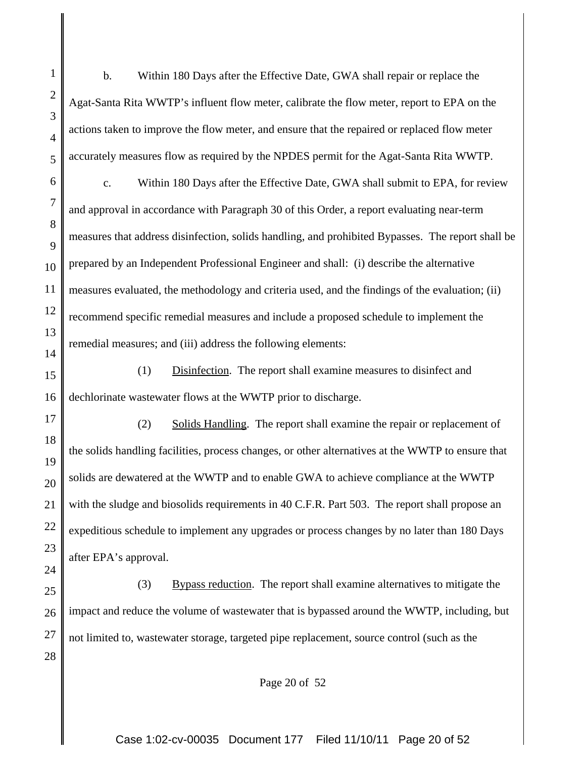b. Within 180 Days after the Effective Date, GWA shall repair or replace the Agat-Santa Rita WWTP's influent flow meter, calibrate the flow meter, report to EPA on the actions taken to improve the flow meter, and ensure that the repaired or replaced flow meter accurately measures flow as required by the NPDES permit for the Agat-Santa Rita WWTP.

c. Within 180 Days after the Effective Date, GWA shall submit to EPA, for review and approval in accordance with Paragraph 30 of this Order, a report evaluating near-term measures that address disinfection, solids handling, and prohibited Bypasses. The report shall be prepared by an Independent Professional Engineer and shall: (i) describe the alternative measures evaluated, the methodology and criteria used, and the findings of the evaluation; (ii) recommend specific remedial measures and include a proposed schedule to implement the remedial measures; and (iii) address the following elements:

(1) Disinfection. The report shall examine measures to disinfect and dechlorinate wastewater flows at the WWTP prior to discharge.

(2) Solids Handling. The report shall examine the repair or replacement of the solids handling facilities, process changes, or other alternatives at the WWTP to ensure that solids are dewatered at the WWTP and to enable GWA to achieve compliance at the WWTP with the sludge and biosolids requirements in 40 C.F.R. Part 503. The report shall propose an expeditious schedule to implement any upgrades or process changes by no later than 180 Days after EPA's approval.

(3) Bypass reduction. The report shall examine alternatives to mitigate the impact and reduce the volume of wastewater that is bypassed around the WWTP, including, but not limited to, wastewater storage, targeted pipe replacement, source control (such as the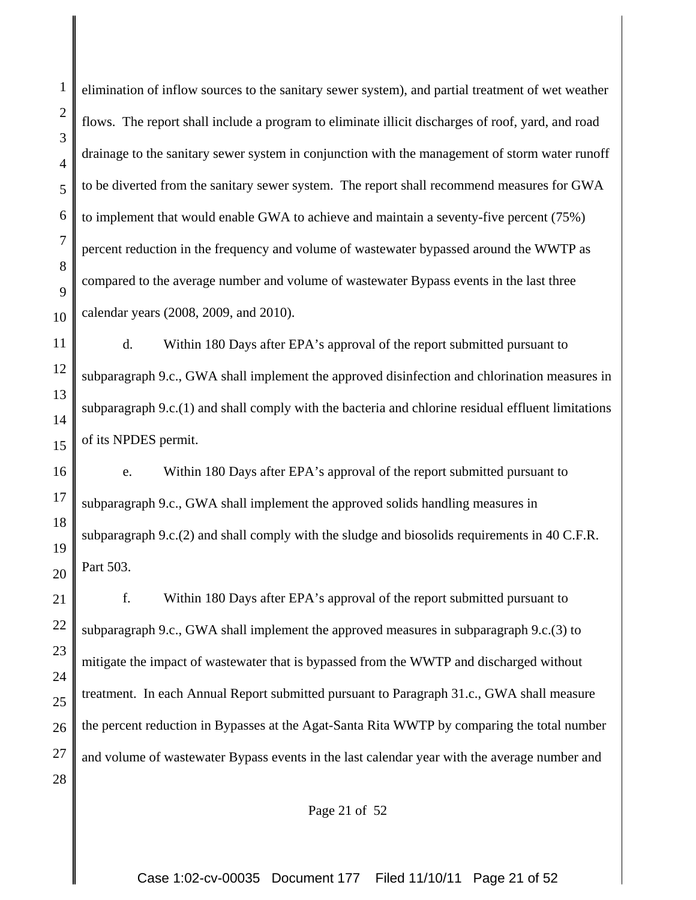elimination of inflow sources to the sanitary sewer system), and partial treatment of wet weather flows. The report shall include a program to eliminate illicit discharges of roof, yard, and road drainage to the sanitary sewer system in conjunction with the management of storm water runoff to be diverted from the sanitary sewer system. The report shall recommend measures for GWA to implement that would enable GWA to achieve and maintain a seventy-five percent (75%) percent reduction in the frequency and volume of wastewater bypassed around the WWTP as compared to the average number and volume of wastewater Bypass events in the last three calendar years (2008, 2009, and 2010).

d. Within 180 Days after EPA's approval of the report submitted pursuant to subparagraph 9.c., GWA shall implement the approved disinfection and chlorination measures in subparagraph 9.c.(1) and shall comply with the bacteria and chlorine residual effluent limitations of its NPDES permit.

e. Within 180 Days after EPA's approval of the report submitted pursuant to subparagraph 9.c., GWA shall implement the approved solids handling measures in subparagraph 9.c.(2) and shall comply with the sludge and biosolids requirements in 40 C.F.R. Part 503.

f. Within 180 Days after EPA's approval of the report submitted pursuant to subparagraph 9.c., GWA shall implement the approved measures in subparagraph 9.c.(3) to mitigate the impact of wastewater that is bypassed from the WWTP and discharged without treatment. In each Annual Report submitted pursuant to Paragraph 31.c., GWA shall measure the percent reduction in Bypasses at the Agat-Santa Rita WWTP by comparing the total number and volume of wastewater Bypass events in the last calendar year with the average number and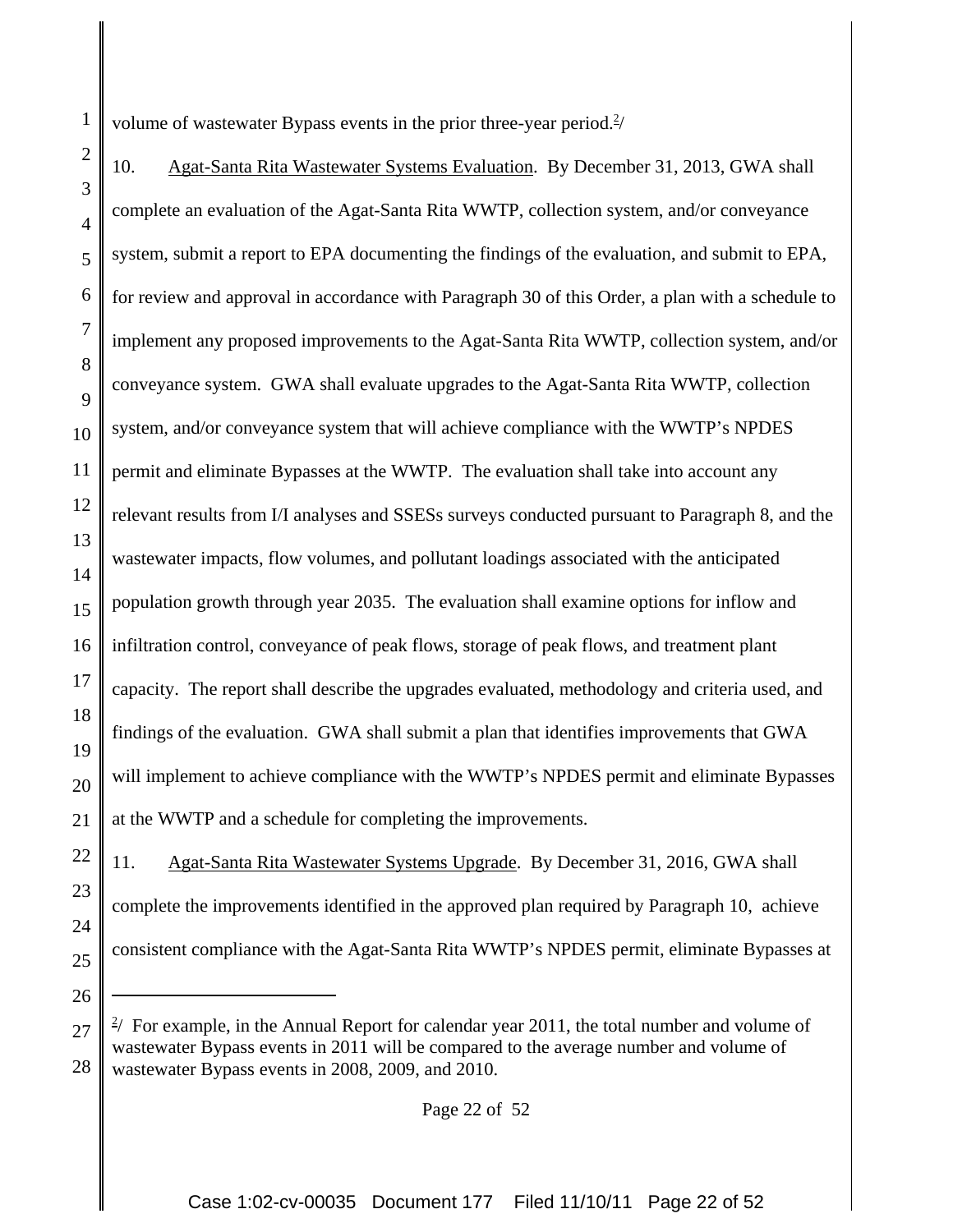volume of wastewater Bypass events in the prior three-year period.[2]

10. Agat-Santa Rita Wastewater Systems Evaluation. By December 31, 2013, GWA shall complete an evaluation of the Agat-Santa Rita WWTP, collection system, and/or conveyance system, submit a report to EPA documenting the findings of the evaluation, and submit to EPA, for review and approval in accordance with Paragraph 30 of this Order, a plan with a schedule to implement any proposed improvements to the Agat-Santa Rita WWTP, collection system, and/or conveyance system. GWA shall evaluate upgrades to the Agat-Santa Rita WWTP, collection system, and/or conveyance system that will achieve compliance with the WWTP's NPDES permit and eliminate Bypasses at the WWTP. The evaluation shall take into account any relevant results from I/I analyses and SSESs surveys conducted pursuant to Paragraph 8, and the wastewater impacts, flow volumes, and pollutant loadings associated with the anticipated population growth through year 2035. The evaluation shall examine options for inflow and infiltration control, conveyance of peak flows, storage of peak flows, and treatment plant capacity. The report shall describe the upgrades evaluated, methodology and criteria used, and findings of the evaluation. GWA shall submit a plan that identifies improvements that GWA will implement to achieve compliance with the WWTP's NPDES permit and eliminate Bypasses at the WWTP and a schedule for completing the improvements.

11. Agat-Santa Rita Wastewater Systems Upgrade. By December 31, 2016, GWA shall complete the improvements identified in the approved plan required by Paragraph 10, achieve consistent compliance with the Agat-Santa Rita WWTP's NPDES permit, eliminate Bypasses at

---

[2] For example, in the Annual Report for calendar year 2011, the total number and volume of wastewater Bypass events in 2011 will be compared to the average number and volume of wastewater Bypass events in 2008, 2009, and 2010.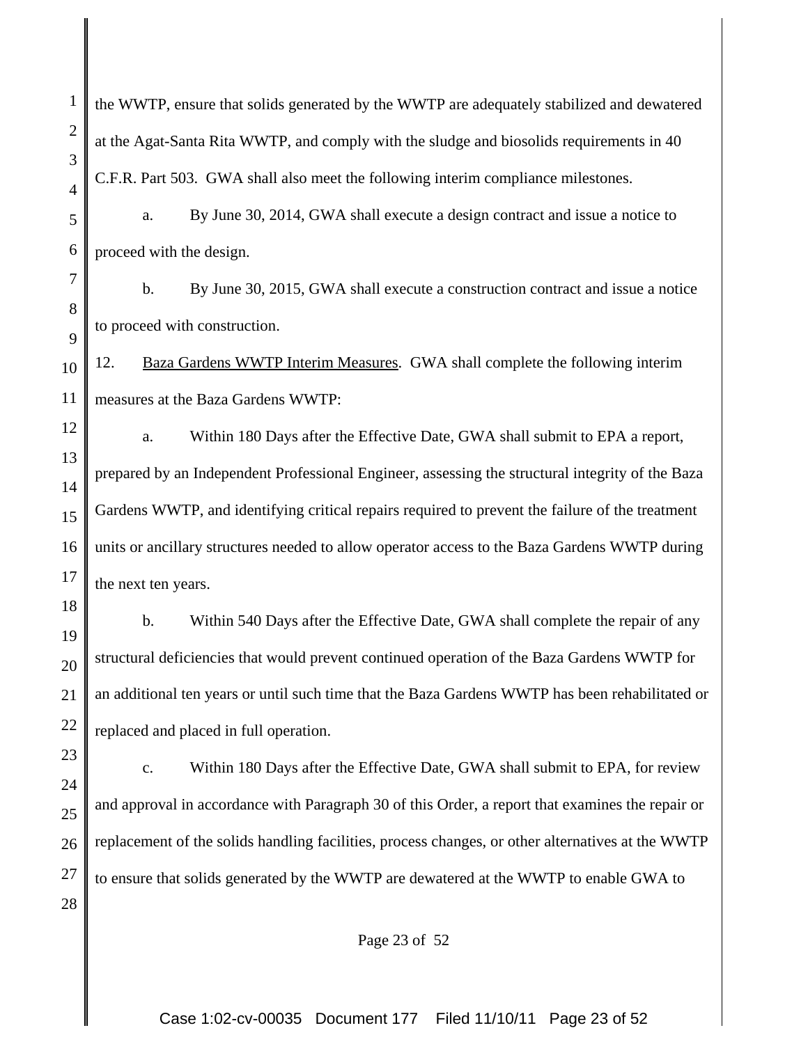the WWTP, ensure that solids generated by the WWTP are adequately stabilized and dewatered at the Agat-Santa Rita WWTP, and comply with the sludge and biosolids requirements in 40 C.F.R. Part 503. GWA shall also meet the following interim compliance milestones.

a. By June 30, 2014, GWA shall execute a design contract and issue a notice to proceed with the design.

b. By June 30, 2015, GWA shall execute a construction contract and issue a notice to proceed with construction.

12. Baza Gardens WWTP Interim Measures. GWA shall complete the following interim measures at the Baza Gardens WWTP:

a. Within 180 Days after the Effective Date, GWA shall submit to EPA a report, prepared by an Independent Professional Engineer, assessing the structural integrity of the Baza Gardens WWTP, and identifying critical repairs required to prevent the failure of the treatment units or ancillary structures needed to allow operator access to the Baza Gardens WWTP during the next ten years.

b. Within 540 Days after the Effective Date, GWA shall complete the repair of any structural deficiencies that would prevent continued operation of the Baza Gardens WWTP for an additional ten years or until such time that the Baza Gardens WWTP has been rehabilitated or replaced and placed in full operation.

c. Within 180 Days after the Effective Date, GWA shall submit to EPA, for review and approval in accordance with Paragraph 30 of this Order, a report that examines the repair or replacement of the solids handling facilities, process changes, or other alternatives at the WWTP to ensure that solids generated by the WWTP are dewatered at the WWTP to enable GWA to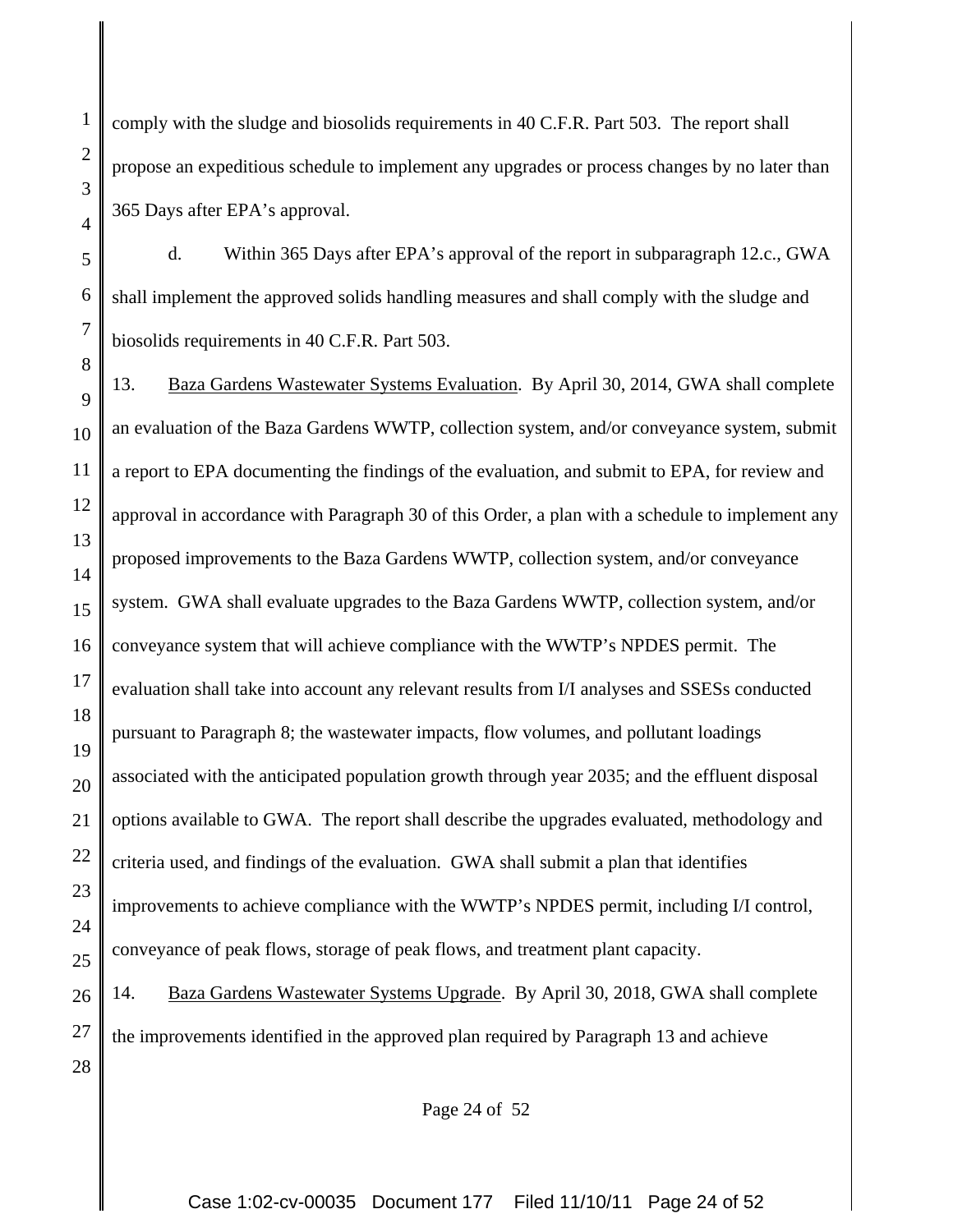comply with the sludge and biosolids requirements in 40 C.F.R. Part 503. The report shall propose an expeditious schedule to implement any upgrades or process changes by no later than 365 Days after EPA's approval.

d. Within 365 Days after EPA's approval of the report in subparagraph 12.c., GWA shall implement the approved solids handling measures and shall comply with the sludge and biosolids requirements in 40 C.F.R. Part 503.

13. Baza Gardens Wastewater Systems Evaluation. By April 30, 2014, GWA shall complete an evaluation of the Baza Gardens WWTP, collection system, and/or conveyance system, submit a report to EPA documenting the findings of the evaluation, and submit to EPA, for review and approval in accordance with Paragraph 30 of this Order, a plan with a schedule to implement any proposed improvements to the Baza Gardens WWTP, collection system, and/or conveyance system. GWA shall evaluate upgrades to the Baza Gardens WWTP, collection system, and/or conveyance system that will achieve compliance with the WWTP's NPDES permit. The evaluation shall take into account any relevant results from I/I analyses and SSESs conducted pursuant to Paragraph 8; the wastewater impacts, flow volumes, and pollutant loadings associated with the anticipated population growth through year 2035; and the effluent disposal options available to GWA. The report shall describe the upgrades evaluated, methodology and criteria used, and findings of the evaluation. GWA shall submit a plan that identifies improvements to achieve compliance with the WWTP's NPDES permit, including I/I control, conveyance of peak flows, storage of peak flows, and treatment plant capacity.

14. Baza Gardens Wastewater Systems Upgrade. By April 30, 2018, GWA shall complete the improvements identified in the approved plan required by Paragraph 13 and achieve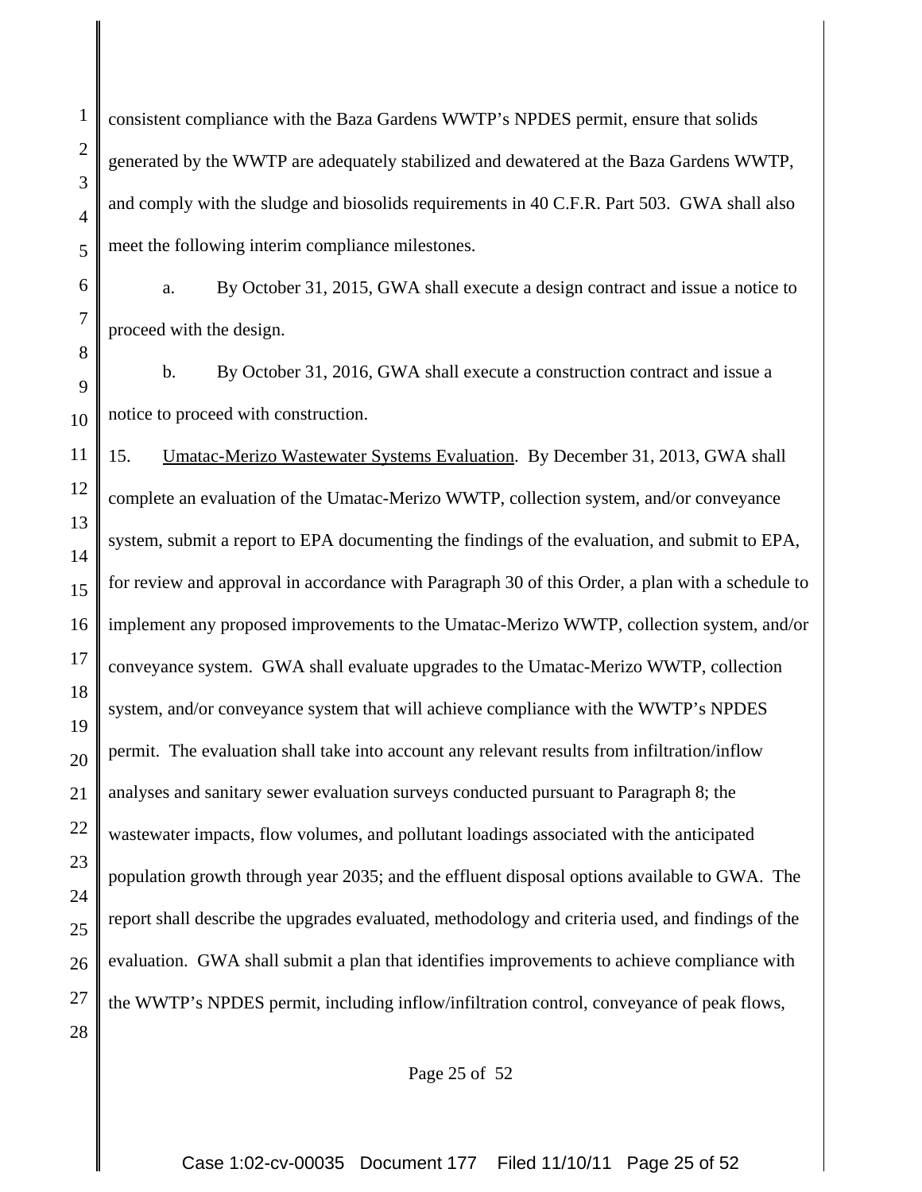consistent compliance with the Baza Gardens WWTP's NPDES permit, ensure that solids generated by the WWTP are adequately stabilized and dewatered at the Baza Gardens WWTP, and comply with the sludge and biosolids requirements in 40 C.F.R. Part 503. GWA shall also meet the following interim compliance milestones.

a. By October 31, 2015, GWA shall execute a design contract and issue a notice to proceed with the design.

b. By October 31, 2016, GWA shall execute a construction contract and issue a notice to proceed with construction.

15. Umatac-Merizo Wastewater Systems Evaluation. By December 31, 2013, GWA shall complete an evaluation of the Umatac-Merizo WWTP, collection system, and/or conveyance system, submit a report to EPA documenting the findings of the evaluation, and submit to EPA, for review and approval in accordance with Paragraph 30 of this Order, a plan with a schedule to implement any proposed improvements to the Umatac-Merizo WWTP, collection system, and/or conveyance system. GWA shall evaluate upgrades to the Umatac-Merizo WWTP, collection system, and/or conveyance system that will achieve compliance with the WWTP's NPDES permit. The evaluation shall take into account any relevant results from infiltration/inflow analyses and sanitary sewer evaluation surveys conducted pursuant to Paragraph 8; the wastewater impacts, flow volumes, and pollutant loadings associated with the anticipated population growth through year 2035; and the effluent disposal options available to GWA. The report shall describe the upgrades evaluated, methodology and criteria used, and findings of the evaluation. GWA shall submit a plan that identifies improvements to achieve compliance with the WWTP's NPDES permit, including inflow/infiltration control, conveyance of peak flows,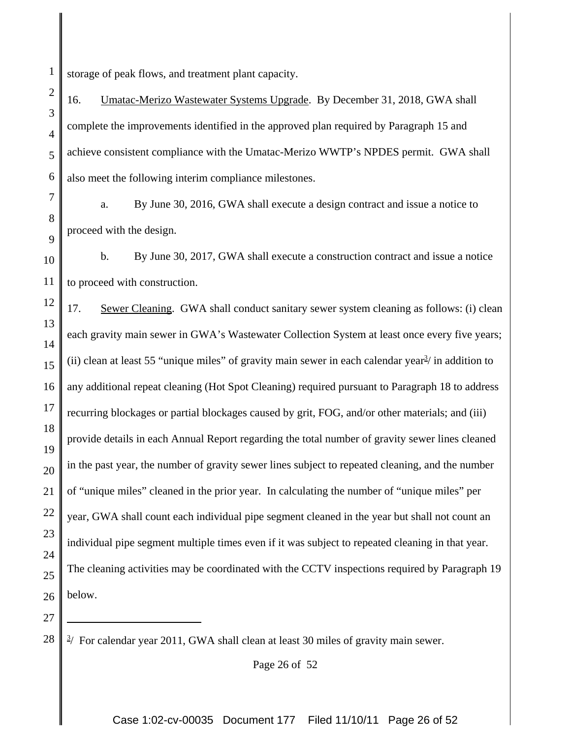storage of peak flows, and treatment plant capacity.

16. Umatac-Merizo Wastewater Systems Upgrade. By December 31, 2018, GWA shall complete the improvements identified in the approved plan required by Paragraph 15 and achieve consistent compliance with the Umatac-Merizo WWTP's NPDES permit. GWA shall also meet the following interim compliance milestones.

a. By June 30, 2016, GWA shall execute a design contract and issue a notice to proceed with the design.

b. By June 30, 2017, GWA shall execute a construction contract and issue a notice to proceed with construction.

17. Sewer Cleaning. GWA shall conduct sanitary sewer system cleaning as follows: (i) clean each gravity main sewer in GWA's Wastewater Collection System at least once every five years; (ii) clean at least 55 "unique miles" of gravity main sewer in each calendar year[3]/ in addition to any additional repeat cleaning (Hot Spot Cleaning) required pursuant to Paragraph 18 to address recurring blockages or partial blockages caused by grit, FOG, and/or other materials; and (iii) provide details in each Annual Report regarding the total number of gravity sewer lines cleaned in the past year, the number of gravity sewer lines subject to repeated cleaning, and the number of "unique miles" cleaned in the prior year. In calculating the number of "unique miles" per year, GWA shall count each individual pipe segment cleaned in the year but shall not count an individual pipe segment multiple times even if it was subject to repeated cleaning in that year. The cleaning activities may be coordinated with the CCTV inspections required by Paragraph 19 below.

---

[3]/ For calendar year 2011, GWA shall clean at least 30 miles of gravity main sewer.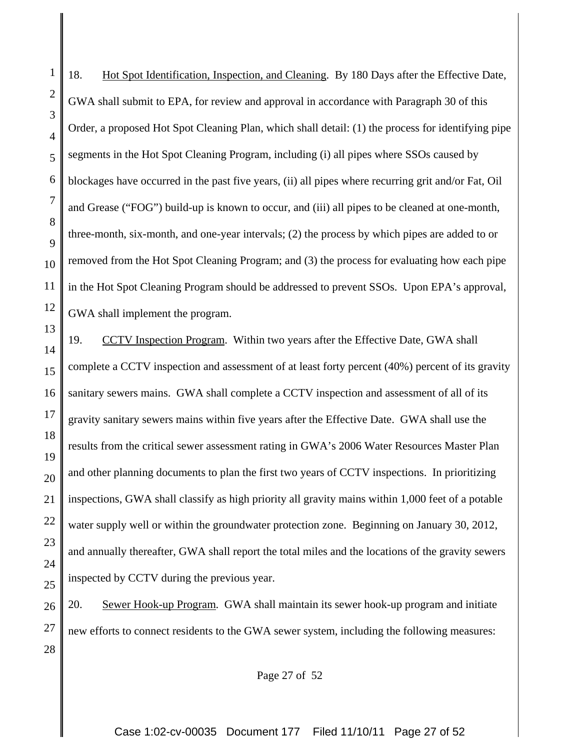18. Hot Spot Identification, Inspection, and Cleaning. By 180 Days after the Effective Date, GWA shall submit to EPA, for review and approval in accordance with Paragraph 30 of this Order, a proposed Hot Spot Cleaning Plan, which shall detail: (1) the process for identifying pipe segments in the Hot Spot Cleaning Program, including (i) all pipes where SSOs caused by blockages have occurred in the past five years, (ii) all pipes where recurring grit and/or Fat, Oil and Grease ("FOG") build-up is known to occur, and (iii) all pipes to be cleaned at one-month, three-month, six-month, and one-year intervals; (2) the process by which pipes are added to or removed from the Hot Spot Cleaning Program; and (3) the process for evaluating how each pipe in the Hot Spot Cleaning Program should be addressed to prevent SSOs. Upon EPA's approval, GWA shall implement the program.

19. CCTV Inspection Program. Within two years after the Effective Date, GWA shall complete a CCTV inspection and assessment of at least forty percent (40%) percent of its gravity sanitary sewers mains. GWA shall complete a CCTV inspection and assessment of all of its gravity sanitary sewers mains within five years after the Effective Date. GWA shall use the results from the critical sewer assessment rating in GWA's 2006 Water Resources Master Plan and other planning documents to plan the first two years of CCTV inspections. In prioritizing inspections, GWA shall classify as high priority all gravity mains within 1,000 feet of a potable water supply well or within the groundwater protection zone. Beginning on January 30, 2012, and annually thereafter, GWA shall report the total miles and the locations of the gravity sewers inspected by CCTV during the previous year.

20. Sewer Hook-up Program. GWA shall maintain its sewer hook-up program and initiate new efforts to connect residents to the GWA sewer system, including the following measures: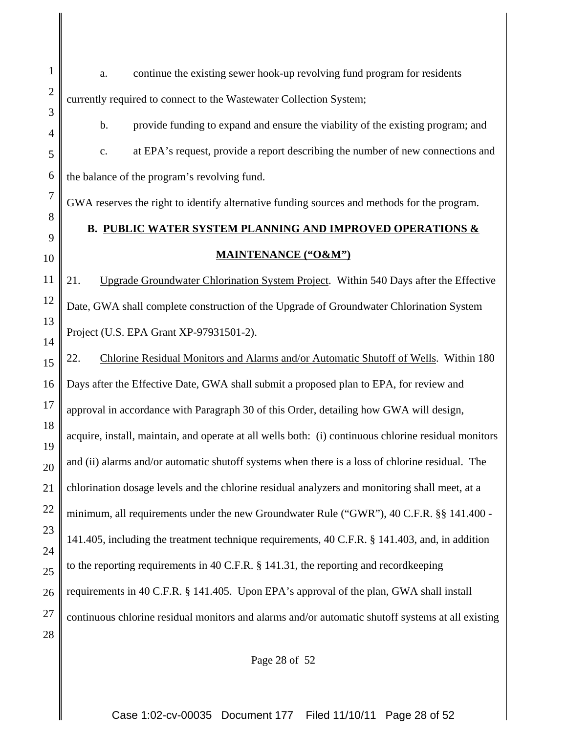a. continue the existing sewer hook-up revolving fund program for residents currently required to connect to the Wastewater Collection System;

b. provide funding to expand and ensure the viability of the existing program; and

c. at EPA's request, provide a report describing the number of new connections and the balance of the program's revolving fund.

GWA reserves the right to identify alternative funding sources and methods for the program.

## B. PUBLIC WATER SYSTEM PLANNING AND IMPROVED OPERATIONS & MAINTENANCE ("O&M")

21. Upgrade Groundwater Chlorination System Project. Within 540 Days after the Effective Date, GWA shall complete construction of the Upgrade of Groundwater Chlorination System Project (U.S. EPA Grant XP-97931501-2).

22. Chlorine Residual Monitors and Alarms and/or Automatic Shutoff of Wells. Within 180 Days after the Effective Date, GWA shall submit a proposed plan to EPA, for review and approval in accordance with Paragraph 30 of this Order, detailing how GWA will design, acquire, install, maintain, and operate at all wells both: (i) continuous chlorine residual monitors and (ii) alarms and/or automatic shutoff systems when there is a loss of chlorine residual. The chlorination dosage levels and the chlorine residual analyzers and monitoring shall meet, at a minimum, all requirements under the new Groundwater Rule ("GWR"), 40 C.F.R. §§ 141.400 - 141.405, including the treatment technique requirements, 40 C.F.R. § 141.403, and, in addition to the reporting requirements in 40 C.F.R. § 141.31, the reporting and recordkeeping requirements in 40 C.F.R. § 141.405. Upon EPA's approval of the plan, GWA shall install continuous chlorine residual monitors and alarms and/or automatic shutoff systems at all existing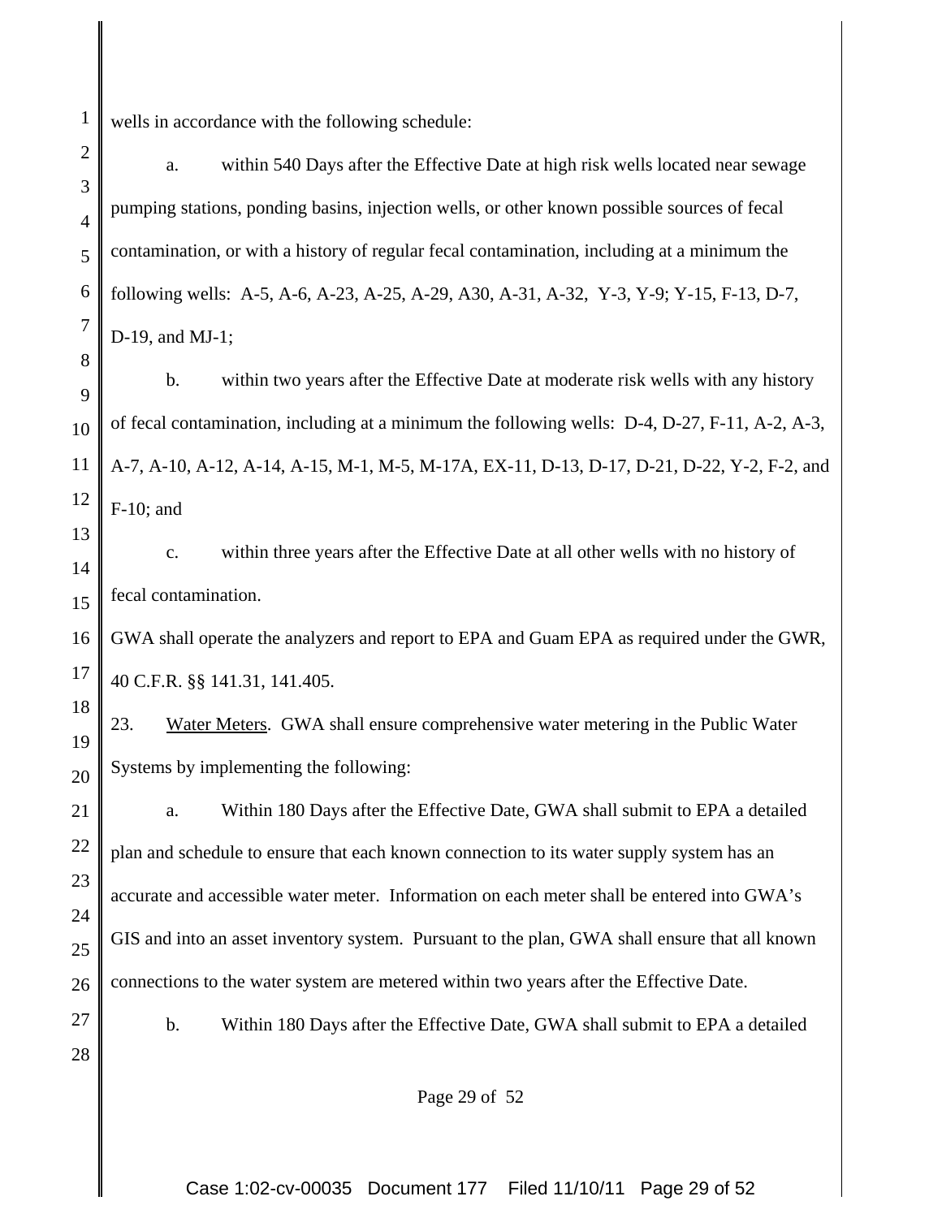wells in accordance with the following schedule:

a. within 540 Days after the Effective Date at high risk wells located near sewage pumping stations, ponding basins, injection wells, or other known possible sources of fecal contamination, or with a history of regular fecal contamination, including at a minimum the following wells: A-5, A-6, A-23, A-25, A-29, A30, A-31, A-32, Y-3, Y-9; Y-15, F-13, D-7, D-19, and MJ-1;

b. within two years after the Effective Date at moderate risk wells with any history of fecal contamination, including at a minimum the following wells: D-4, D-27, F-11, A-2, A-3, A-7, A-10, A-12, A-14, A-15, M-1, M-5, M-17A, EX-11, D-13, D-17, D-21, D-22, Y-2, F-2, and F-10; and

c. within three years after the Effective Date at all other wells with no history of fecal contamination.

GWA shall operate the analyzers and report to EPA and Guam EPA as required under the GWR, 40 C.F.R. §§ 141.31, 141.405.

23. Water Meters. GWA shall ensure comprehensive water metering in the Public Water Systems by implementing the following:

a. Within 180 Days after the Effective Date, GWA shall submit to EPA a detailed plan and schedule to ensure that each known connection to its water supply system has an accurate and accessible water meter. Information on each meter shall be entered into GWA's GIS and into an asset inventory system. Pursuant to the plan, GWA shall ensure that all known connections to the water system are metered within two years after the Effective Date.

b. Within 180 Days after the Effective Date, GWA shall submit to EPA a detailed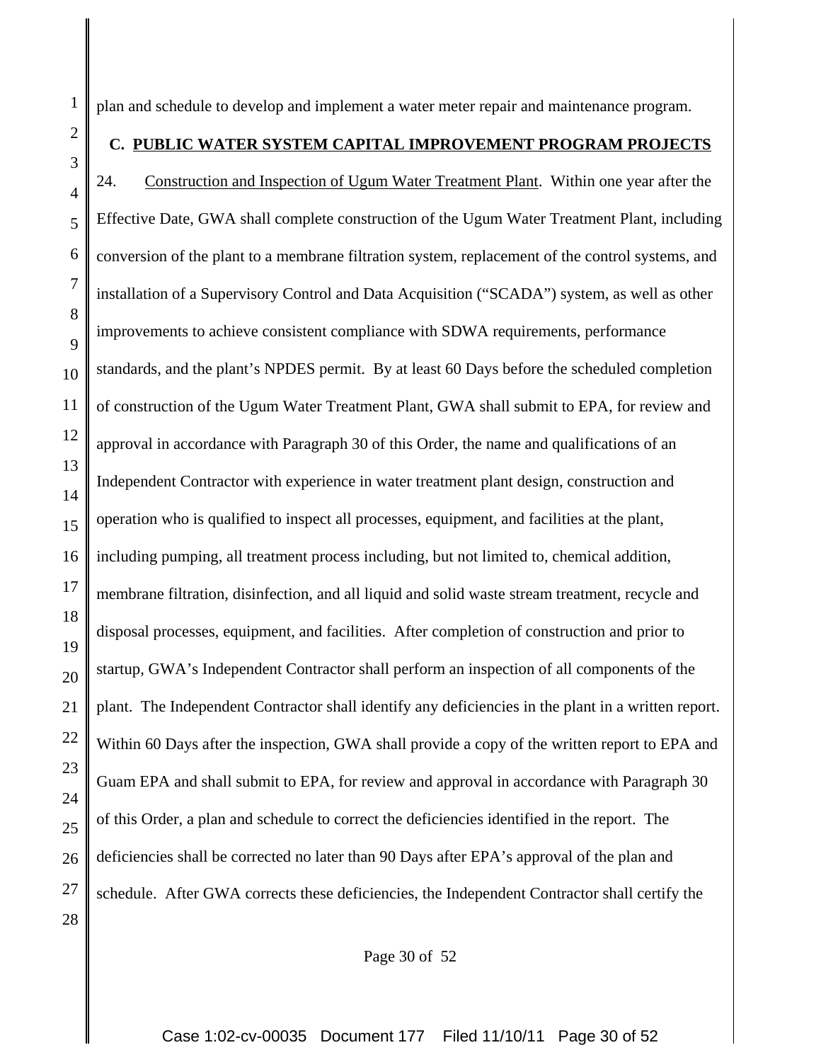plan and schedule to develop and implement a water meter repair and maintenance program.

**C. PUBLIC WATER SYSTEM CAPITAL IMPROVEMENT PROGRAM PROJECTS**

24. Construction and Inspection of Ugum Water Treatment Plant. Within one year after the Effective Date, GWA shall complete construction of the Ugum Water Treatment Plant, including conversion of the plant to a membrane filtration system, replacement of the control systems, and installation of a Supervisory Control and Data Acquisition ("SCADA") system, as well as other improvements to achieve consistent compliance with SDWA requirements, performance standards, and the plant's NPDES permit. By at least 60 Days before the scheduled completion of construction of the Ugum Water Treatment Plant, GWA shall submit to EPA, for review and approval in accordance with Paragraph 30 of this Order, the name and qualifications of an Independent Contractor with experience in water treatment plant design, construction and operation who is qualified to inspect all processes, equipment, and facilities at the plant, including pumping, all treatment process including, but not limited to, chemical addition, membrane filtration, disinfection, and all liquid and solid waste stream treatment, recycle and disposal processes, equipment, and facilities. After completion of construction and prior to startup, GWA's Independent Contractor shall perform an inspection of all components of the plant. The Independent Contractor shall identify any deficiencies in the plant in a written report. Within 60 Days after the inspection, GWA shall provide a copy of the written report to EPA and Guam EPA and shall submit to EPA, for review and approval in accordance with Paragraph 30 of this Order, a plan and schedule to correct the deficiencies identified in the report. The deficiencies shall be corrected no later than 90 Days after EPA's approval of the plan and schedule. After GWA corrects these deficiencies, the Independent Contractor shall certify the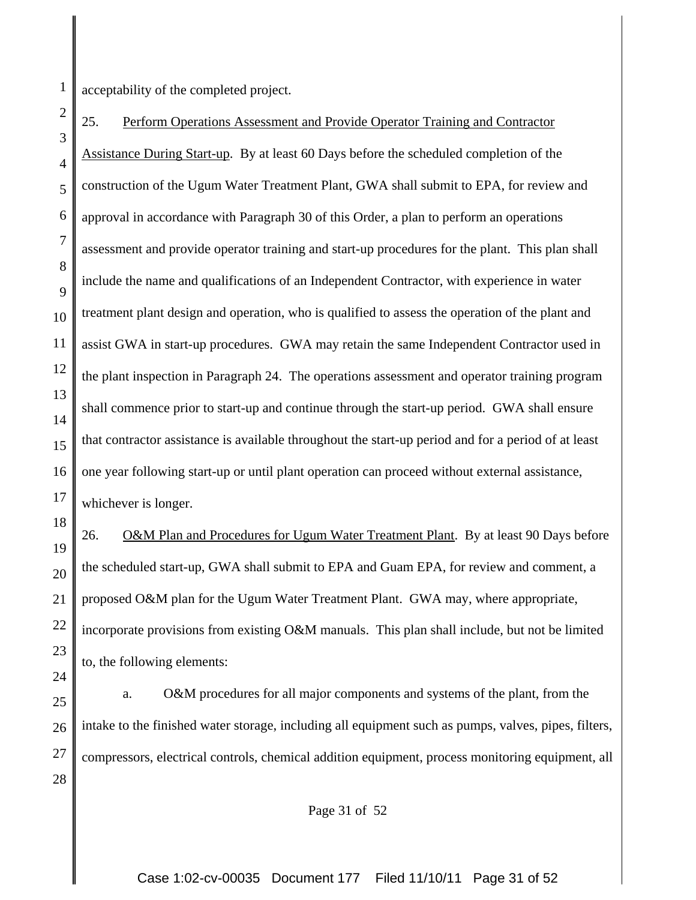acceptability of the completed project.

25. <u>Perform Operations Assessment and Provide Operator Training and Contractor Assistance During Start-up</u>. By at least 60 Days before the scheduled completion of the construction of the Ugum Water Treatment Plant, GWA shall submit to EPA, for review and approval in accordance with Paragraph 30 of this Order, a plan to perform an operations assessment and provide operator training and start-up procedures for the plant. This plan shall include the name and qualifications of an Independent Contractor, with experience in water treatment plant design and operation, who is qualified to assess the operation of the plant and assist GWA in start-up procedures. GWA may retain the same Independent Contractor used in the plant inspection in Paragraph 24. The operations assessment and operator training program shall commence prior to start-up and continue through the start-up period. GWA shall ensure that contractor assistance is available throughout the start-up period and for a period of at least one year following start-up or until plant operation can proceed without external assistance, whichever is longer.

26. <u>O&M Plan and Procedures for Ugum Water Treatment Plant</u>. By at least 90 Days before the scheduled start-up, GWA shall submit to EPA and Guam EPA, for review and comment, a proposed O&M plan for the Ugum Water Treatment Plant. GWA may, where appropriate, incorporate provisions from existing O&M manuals. This plan shall include, but not be limited to, the following elements:

a. O&M procedures for all major components and systems of the plant, from the intake to the finished water storage, including all equipment such as pumps, valves, pipes, filters, compressors, electrical controls, chemical addition equipment, process monitoring equipment, all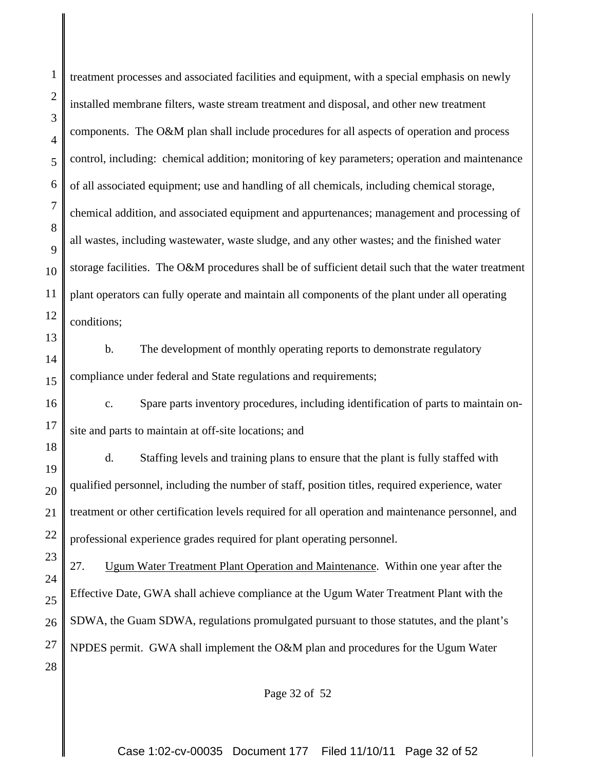treatment processes and associated facilities and equipment, with a special emphasis on newly installed membrane filters, waste stream treatment and disposal, and other new treatment components. The O&M plan shall include procedures for all aspects of operation and process control, including: chemical addition; monitoring of key parameters; operation and maintenance of all associated equipment; use and handling of all chemicals, including chemical storage, chemical addition, and associated equipment and appurtenances; management and processing of all wastes, including wastewater, waste sludge, and any other wastes; and the finished water storage facilities. The O&M procedures shall be of sufficient detail such that the water treatment plant operators can fully operate and maintain all components of the plant under all operating conditions;

b. The development of monthly operating reports to demonstrate regulatory compliance under federal and State regulations and requirements;

c. Spare parts inventory procedures, including identification of parts to maintain on-site and parts to maintain at off-site locations; and

d. Staffing levels and training plans to ensure that the plant is fully staffed with qualified personnel, including the number of staff, position titles, required experience, water treatment or other certification levels required for all operation and maintenance personnel, and professional experience grades required for plant operating personnel.

27. Ugum Water Treatment Plant Operation and Maintenance. Within one year after the Effective Date, GWA shall achieve compliance at the Ugum Water Treatment Plant with the SDWA, the Guam SDWA, regulations promulgated pursuant to those statutes, and the plant's NPDES permit. GWA shall implement the O&M plan and procedures for the Ugum Water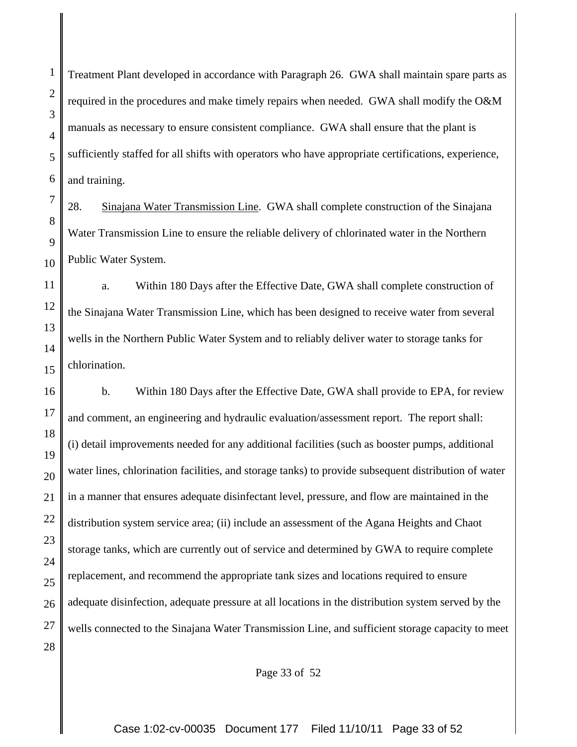Treatment Plant developed in accordance with Paragraph 26. GWA shall maintain spare parts as required in the procedures and make timely repairs when needed. GWA shall modify the O&M manuals as necessary to ensure consistent compliance. GWA shall ensure that the plant is sufficiently staffed for all shifts with operators who have appropriate certifications, experience, and training.

28. Sinajana Water Transmission Line. GWA shall complete construction of the Sinajana Water Transmission Line to ensure the reliable delivery of chlorinated water in the Northern Public Water System.

a. Within 180 Days after the Effective Date, GWA shall complete construction of the Sinajana Water Transmission Line, which has been designed to receive water from several wells in the Northern Public Water System and to reliably deliver water to storage tanks for chlorination.

b. Within 180 Days after the Effective Date, GWA shall provide to EPA, for review and comment, an engineering and hydraulic evaluation/assessment report. The report shall: (i) detail improvements needed for any additional facilities (such as booster pumps, additional water lines, chlorination facilities, and storage tanks) to provide subsequent distribution of water in a manner that ensures adequate disinfectant level, pressure, and flow are maintained in the distribution system service area; (ii) include an assessment of the Agana Heights and Chaot storage tanks, which are currently out of service and determined by GWA to require complete replacement, and recommend the appropriate tank sizes and locations required to ensure adequate disinfection, adequate pressure at all locations in the distribution system served by the wells connected to the Sinajana Water Transmission Line, and sufficient storage capacity to meet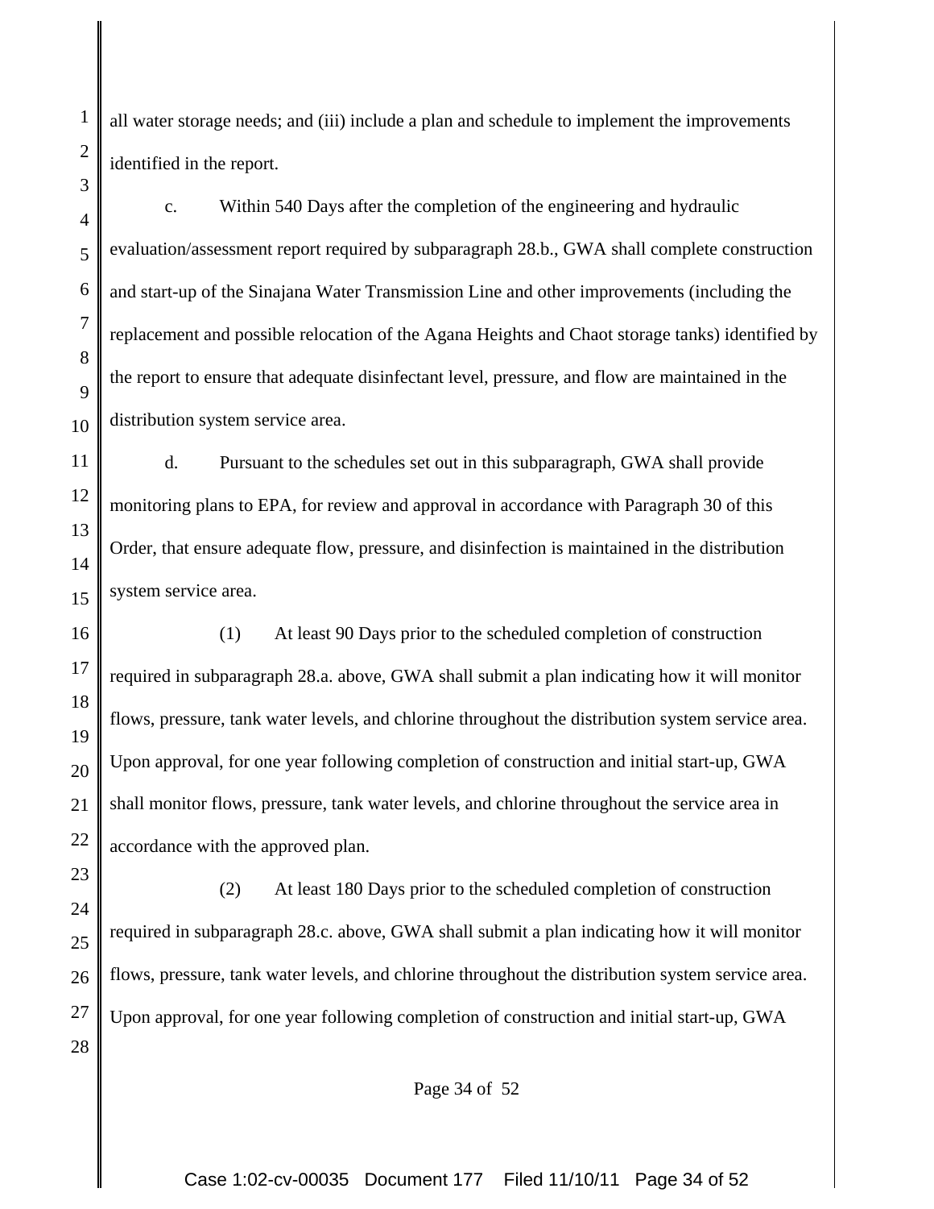all water storage needs; and (iii) include a plan and schedule to implement the improvements identified in the report.

c. Within 540 Days after the completion of the engineering and hydraulic evaluation/assessment report required by subparagraph 28.b., GWA shall complete construction and start-up of the Sinajana Water Transmission Line and other improvements (including the replacement and possible relocation of the Agana Heights and Chaot storage tanks) identified by the report to ensure that adequate disinfectant level, pressure, and flow are maintained in the distribution system service area.

d. Pursuant to the schedules set out in this subparagraph, GWA shall provide monitoring plans to EPA, for review and approval in accordance with Paragraph 30 of this Order, that ensure adequate flow, pressure, and disinfection is maintained in the distribution system service area.

(1) At least 90 Days prior to the scheduled completion of construction required in subparagraph 28.a. above, GWA shall submit a plan indicating how it will monitor flows, pressure, tank water levels, and chlorine throughout the distribution system service area. Upon approval, for one year following completion of construction and initial start-up, GWA shall monitor flows, pressure, tank water levels, and chlorine throughout the service area in accordance with the approved plan.

(2) At least 180 Days prior to the scheduled completion of construction required in subparagraph 28.c. above, GWA shall submit a plan indicating how it will monitor flows, pressure, tank water levels, and chlorine throughout the distribution system service area. Upon approval, for one year following completion of construction and initial start-up, GWA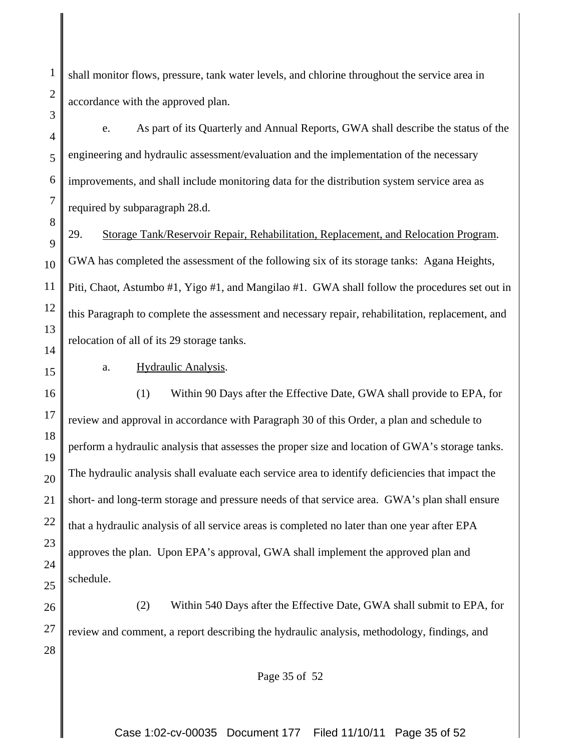shall monitor flows, pressure, tank water levels, and chlorine throughout the service area in accordance with the approved plan.

e. As part of its Quarterly and Annual Reports, GWA shall describe the status of the engineering and hydraulic assessment/evaluation and the implementation of the necessary improvements, and shall include monitoring data for the distribution system service area as required by subparagraph 28.d.

29. Storage Tank/Reservoir Repair, Rehabilitation, Replacement, and Relocation Program. GWA has completed the assessment of the following six of its storage tanks: Agana Heights, Piti, Chaot, Astumbo #1, Yigo #1, and Mangilao #1. GWA shall follow the procedures set out in this Paragraph to complete the assessment and necessary repair, rehabilitation, replacement, and relocation of all of its 29 storage tanks.

a. Hydraulic Analysis.

(1) Within 90 Days after the Effective Date, GWA shall provide to EPA, for review and approval in accordance with Paragraph 30 of this Order, a plan and schedule to perform a hydraulic analysis that assesses the proper size and location of GWA's storage tanks. The hydraulic analysis shall evaluate each service area to identify deficiencies that impact the short- and long-term storage and pressure needs of that service area. GWA's plan shall ensure that a hydraulic analysis of all service areas is completed no later than one year after EPA approves the plan. Upon EPA's approval, GWA shall implement the approved plan and schedule.

(2) Within 540 Days after the Effective Date, GWA shall submit to EPA, for review and comment, a report describing the hydraulic analysis, methodology, findings, and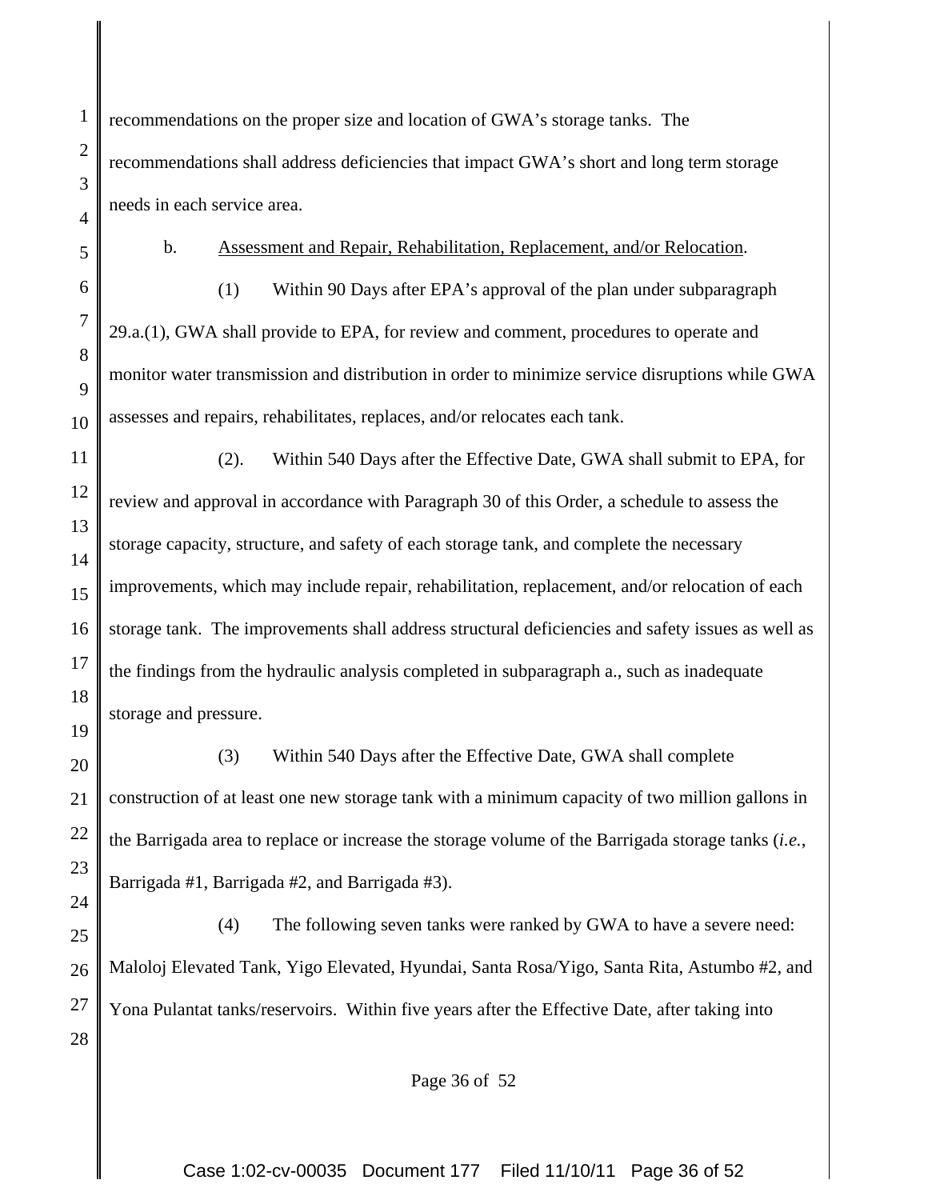recommendations on the proper size and location of GWA's storage tanks. The recommendations shall address deficiencies that impact GWA's short and long term storage needs in each service area.

b. Assessment and Repair, Rehabilitation, Replacement, and/or Relocation.

(1) Within 90 Days after EPA's approval of the plan under subparagraph 29.a.(1), GWA shall provide to EPA, for review and comment, procedures to operate and monitor water transmission and distribution in order to minimize service disruptions while GWA assesses and repairs, rehabilitates, replaces, and/or relocates each tank.

(2). Within 540 Days after the Effective Date, GWA shall submit to EPA, for review and approval in accordance with Paragraph 30 of this Order, a schedule to assess the storage capacity, structure, and safety of each storage tank, and complete the necessary improvements, which may include repair, rehabilitation, replacement, and/or relocation of each storage tank. The improvements shall address structural deficiencies and safety issues as well as the findings from the hydraulic analysis completed in subparagraph a., such as inadequate storage and pressure.

(3) Within 540 Days after the Effective Date, GWA shall complete construction of at least one new storage tank with a minimum capacity of two million gallons in the Barrigada area to replace or increase the storage volume of the Barrigada storage tanks (*i.e.*, Barrigada #1, Barrigada #2, and Barrigada #3).

(4) The following seven tanks were ranked by GWA to have a severe need: Maloloj Elevated Tank, Yigo Elevated, Hyundai, Santa Rosa/Yigo, Santa Rita, Astumbo #2, and Yona Pulantat tanks/reservoirs. Within five years after the Effective Date, after taking into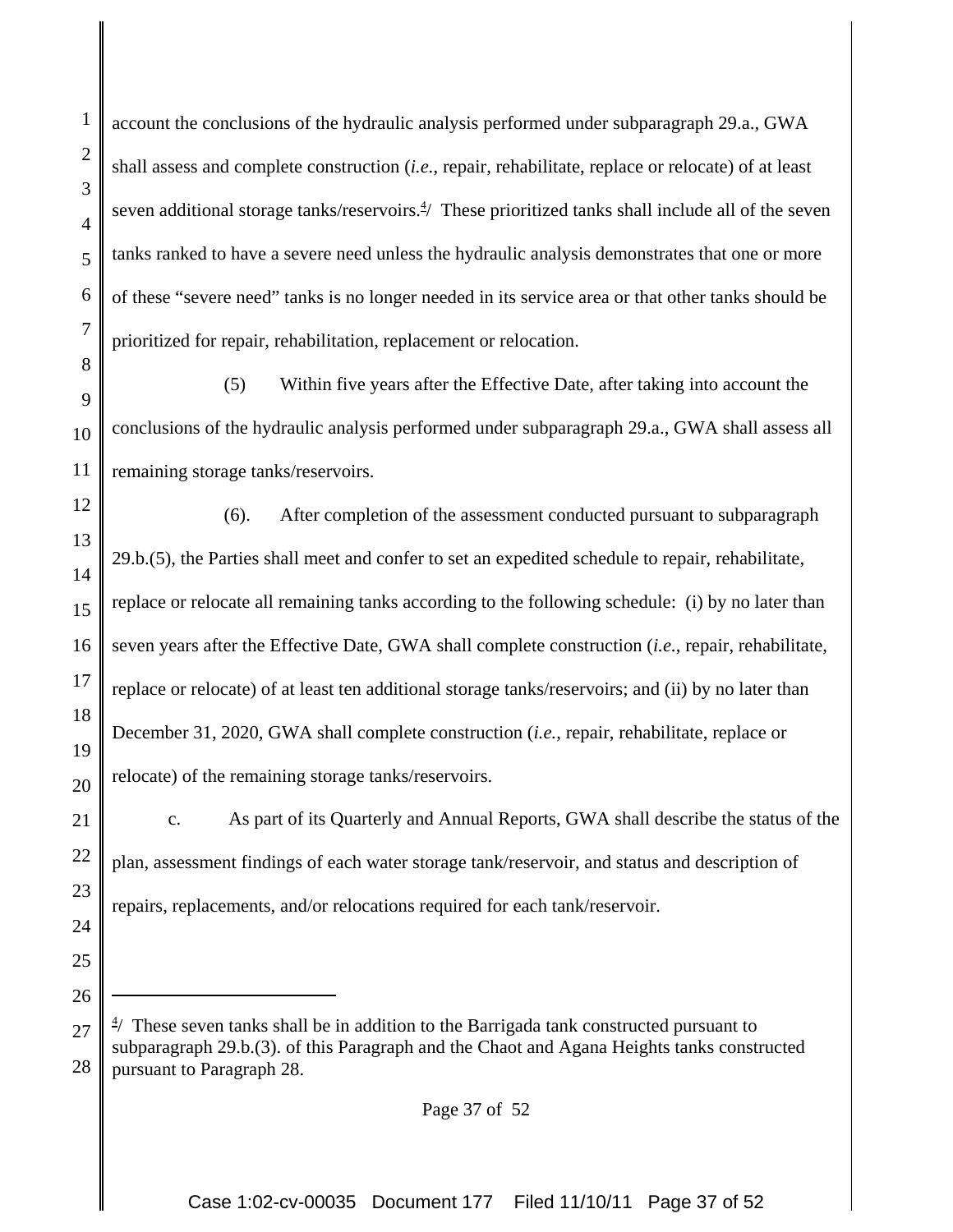account the conclusions of the hydraulic analysis performed under subparagraph 29.a., GWA shall assess and complete construction (*i.e.*, repair, rehabilitate, replace or relocate) of at least seven additional storage tanks/reservoirs.[4]/ These prioritized tanks shall include all of the seven tanks ranked to have a severe need unless the hydraulic analysis demonstrates that one or more of these "severe need" tanks is no longer needed in its service area or that other tanks should be prioritized for repair, rehabilitation, replacement or relocation.

(5) Within five years after the Effective Date, after taking into account the conclusions of the hydraulic analysis performed under subparagraph 29.a., GWA shall assess all remaining storage tanks/reservoirs.

(6). After completion of the assessment conducted pursuant to subparagraph 29.b.(5), the Parties shall meet and confer to set an expedited schedule to repair, rehabilitate, replace or relocate all remaining tanks according to the following schedule: (i) by no later than seven years after the Effective Date, GWA shall complete construction (*i.e.*, repair, rehabilitate, replace or relocate) of at least ten additional storage tanks/reservoirs; and (ii) by no later than December 31, 2020, GWA shall complete construction (*i.e.*, repair, rehabilitate, replace or relocate) of the remaining storage tanks/reservoirs.

c. As part of its Quarterly and Annual Reports, GWA shall describe the status of the plan, assessment findings of each water storage tank/reservoir, and status and description of repairs, replacements, and/or relocations required for each tank/reservoir.

---

[4]/ These seven tanks shall be in addition to the Barrigada tank constructed pursuant to subparagraph 29.b.(3). of this Paragraph and the Chaot and Agana Heights tanks constructed pursuant to Paragraph 28.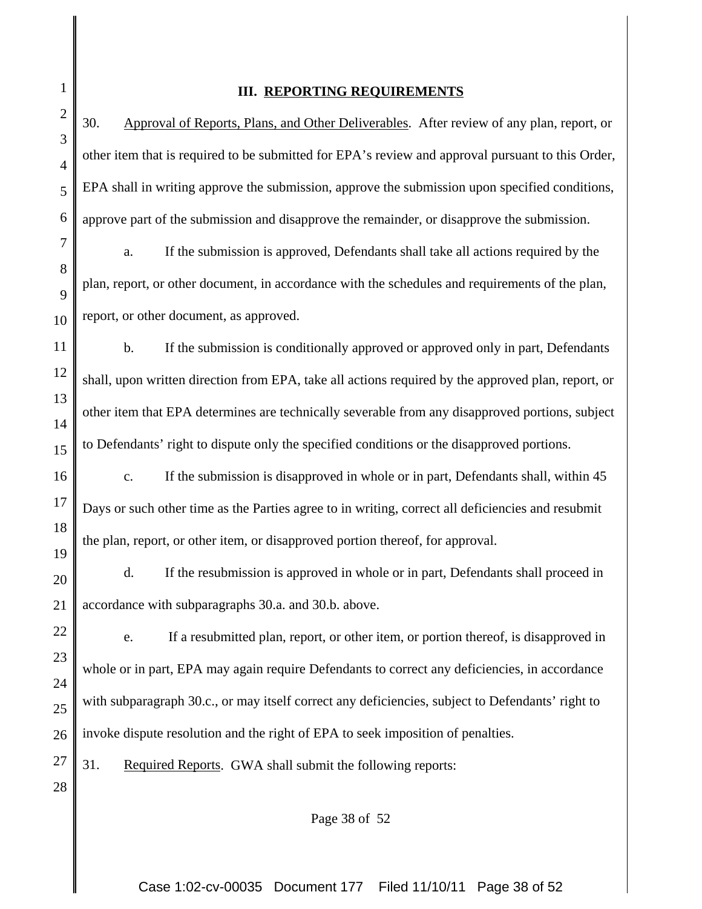## III. REPORTING REQUIREMENTS

30. Approval of Reports, Plans, and Other Deliverables. After review of any plan, report, or other item that is required to be submitted for EPA's review and approval pursuant to this Order, EPA shall in writing approve the submission, approve the submission upon specified conditions, approve part of the submission and disapprove the remainder, or disapprove the submission.

a. If the submission is approved, Defendants shall take all actions required by the plan, report, or other document, in accordance with the schedules and requirements of the plan, report, or other document, as approved.

b. If the submission is conditionally approved or approved only in part, Defendants shall, upon written direction from EPA, take all actions required by the approved plan, report, or other item that EPA determines are technically severable from any disapproved portions, subject to Defendants' right to dispute only the specified conditions or the disapproved portions.

c. If the submission is disapproved in whole or in part, Defendants shall, within 45 Days or such other time as the Parties agree to in writing, correct all deficiencies and resubmit the plan, report, or other item, or disapproved portion thereof, for approval.

d. If the resubmission is approved in whole or in part, Defendants shall proceed in accordance with subparagraphs 30.a. and 30.b. above.

e. If a resubmitted plan, report, or other item, or portion thereof, is disapproved in whole or in part, EPA may again require Defendants to correct any deficiencies, in accordance with subparagraph 30.c., or may itself correct any deficiencies, subject to Defendants' right to invoke dispute resolution and the right of EPA to seek imposition of penalties.

31. Required Reports. GWA shall submit the following reports: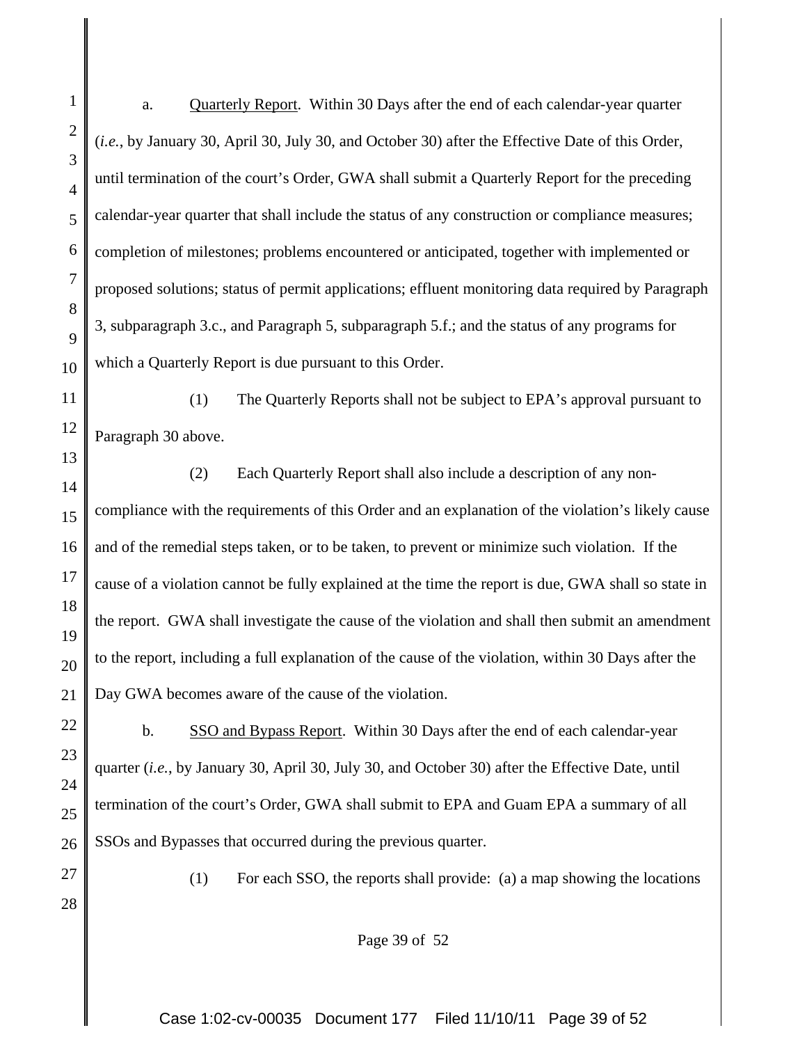a. Quarterly Report. Within 30 Days after the end of each calendar-year quarter (*i.e.*, by January 30, April 30, July 30, and October 30) after the Effective Date of this Order, until termination of the court's Order, GWA shall submit a Quarterly Report for the preceding calendar-year quarter that shall include the status of any construction or compliance measures; completion of milestones; problems encountered or anticipated, together with implemented or proposed solutions; status of permit applications; effluent monitoring data required by Paragraph 3, subparagraph 3.c., and Paragraph 5, subparagraph 5.f.; and the status of any programs for which a Quarterly Report is due pursuant to this Order.

(1) The Quarterly Reports shall not be subject to EPA's approval pursuant to Paragraph 30 above.

(2) Each Quarterly Report shall also include a description of any non-compliance with the requirements of this Order and an explanation of the violation's likely cause and of the remedial steps taken, or to be taken, to prevent or minimize such violation. If the cause of a violation cannot be fully explained at the time the report is due, GWA shall so state in the report. GWA shall investigate the cause of the violation and shall then submit an amendment to the report, including a full explanation of the cause of the violation, within 30 Days after the Day GWA becomes aware of the cause of the violation.

b. SSO and Bypass Report. Within 30 Days after the end of each calendar-year quarter (*i.e.*, by January 30, April 30, July 30, and October 30) after the Effective Date, until termination of the court's Order, GWA shall submit to EPA and Guam EPA a summary of all SSOs and Bypasses that occurred during the previous quarter.

(1) For each SSO, the reports shall provide: (a) a map showing the locations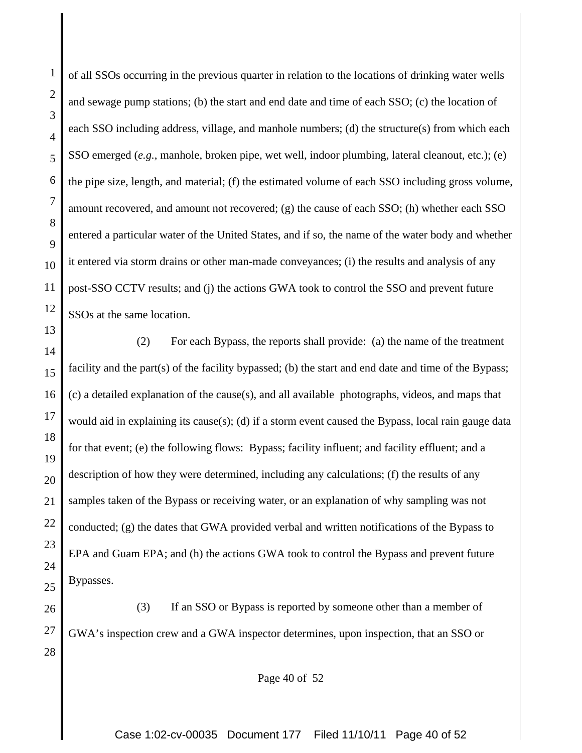of all SSOs occurring in the previous quarter in relation to the locations of drinking water wells and sewage pump stations; (b) the start and end date and time of each SSO; (c) the location of each SSO including address, village, and manhole numbers; (d) the structure(s) from which each SSO emerged (*e.g.*, manhole, broken pipe, wet well, indoor plumbing, lateral cleanout, etc.); (e) the pipe size, length, and material; (f) the estimated volume of each SSO including gross volume, amount recovered, and amount not recovered; (g) the cause of each SSO; (h) whether each SSO entered a particular water of the United States, and if so, the name of the water body and whether it entered via storm drains or other man-made conveyances; (i) the results and analysis of any post-SSO CCTV results; and (j) the actions GWA took to control the SSO and prevent future SSOs at the same location.

(2) For each Bypass, the reports shall provide: (a) the name of the treatment facility and the part(s) of the facility bypassed; (b) the start and end date and time of the Bypass; (c) a detailed explanation of the cause(s), and all available photographs, videos, and maps that would aid in explaining its cause(s); (d) if a storm event caused the Bypass, local rain gauge data for that event; (e) the following flows: Bypass; facility influent; and facility effluent; and a description of how they were determined, including any calculations; (f) the results of any samples taken of the Bypass or receiving water, or an explanation of why sampling was not conducted; (g) the dates that GWA provided verbal and written notifications of the Bypass to EPA and Guam EPA; and (h) the actions GWA took to control the Bypass and prevent future Bypasses.

(3) If an SSO or Bypass is reported by someone other than a member of GWA's inspection crew and a GWA inspector determines, upon inspection, that an SSO or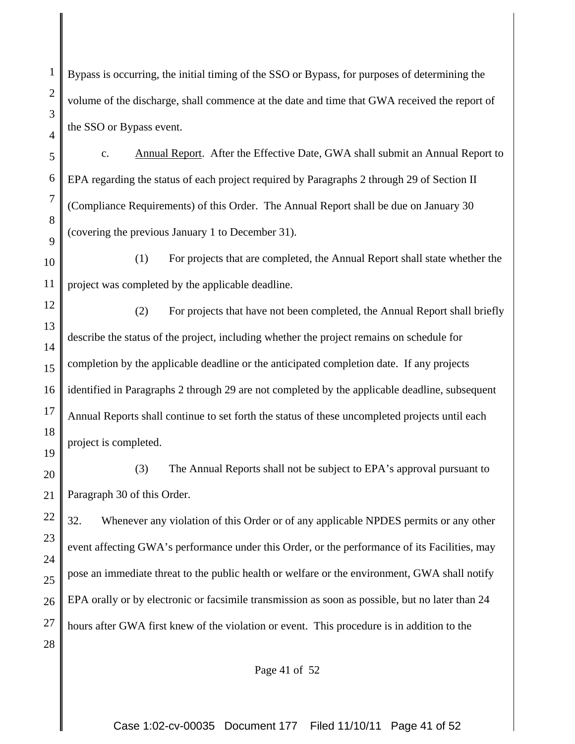Bypass is occurring, the initial timing of the SSO or Bypass, for purposes of determining the volume of the discharge, shall commence at the date and time that GWA received the report of the SSO or Bypass event.

c. Annual Report. After the Effective Date, GWA shall submit an Annual Report to EPA regarding the status of each project required by Paragraphs 2 through 29 of Section II (Compliance Requirements) of this Order. The Annual Report shall be due on January 30 (covering the previous January 1 to December 31).

(1) For projects that are completed, the Annual Report shall state whether the project was completed by the applicable deadline.

(2) For projects that have not been completed, the Annual Report shall briefly describe the status of the project, including whether the project remains on schedule for completion by the applicable deadline or the anticipated completion date. If any projects identified in Paragraphs 2 through 29 are not completed by the applicable deadline, subsequent Annual Reports shall continue to set forth the status of these uncompleted projects until each project is completed.

(3) The Annual Reports shall not be subject to EPA's approval pursuant to Paragraph 30 of this Order.

32. Whenever any violation of this Order or of any applicable NPDES permits or any other event affecting GWA's performance under this Order, or the performance of its Facilities, may pose an immediate threat to the public health or welfare or the environment, GWA shall notify EPA orally or by electronic or facsimile transmission as soon as possible, but no later than 24 hours after GWA first knew of the violation or event. This procedure is in addition to the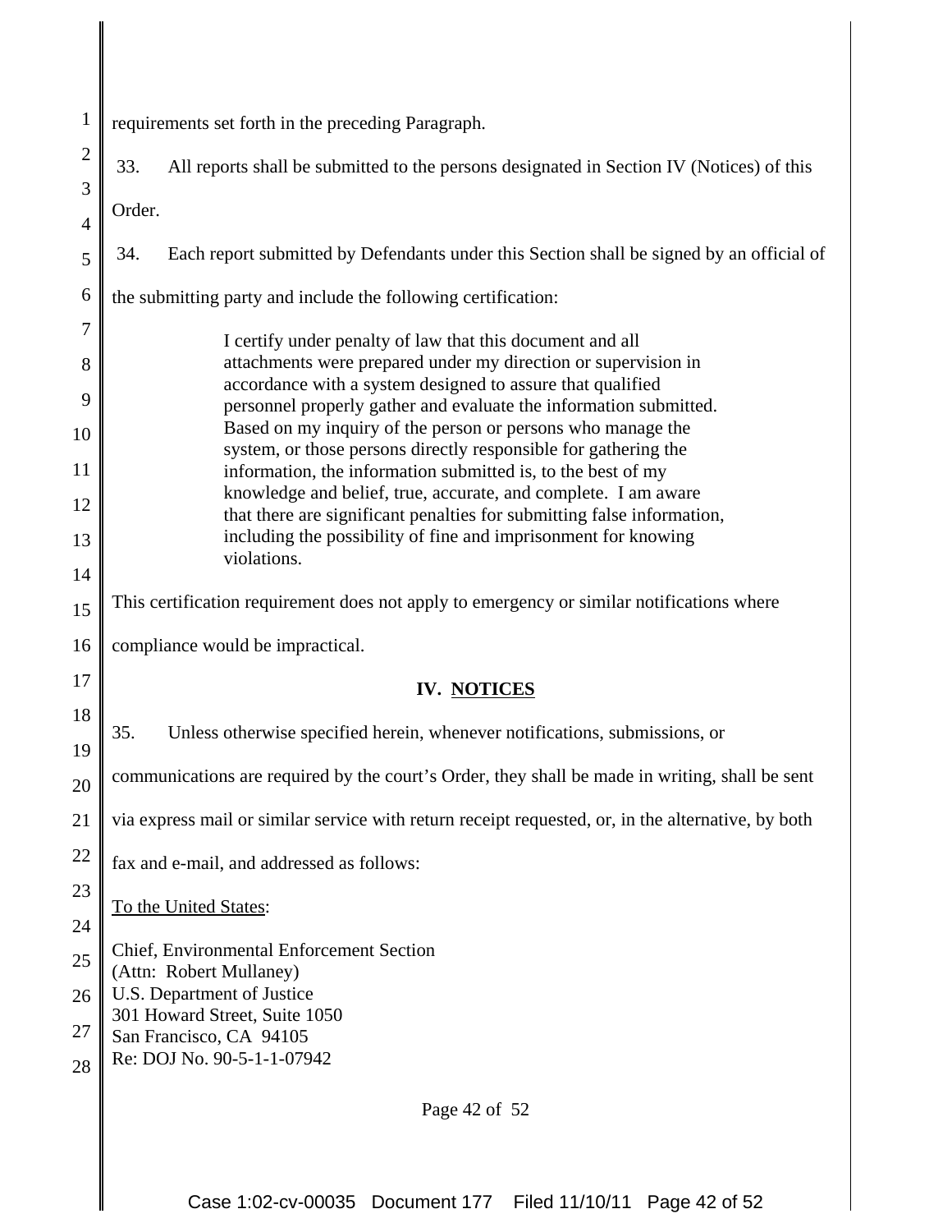requirements set forth in the preceding Paragraph.

33. All reports shall be submitted to the persons designated in Section IV (Notices) of this Order.

34. Each report submitted by Defendants under this Section shall be signed by an official of the submitting party and include the following certification:

> I certify under penalty of law that this document and all attachments were prepared under my direction or supervision in accordance with a system designed to assure that qualified personnel properly gather and evaluate the information submitted. Based on my inquiry of the person or persons who manage the system, or those persons directly responsible for gathering the information, the information submitted is, to the best of my knowledge and belief, true, accurate, and complete. I am aware that there are significant penalties for submitting false information, including the possibility of fine and imprisonment for knowing violations.

This certification requirement does not apply to emergency or similar notifications where compliance would be impractical.

## IV. NOTICES

35. Unless otherwise specified herein, whenever notifications, submissions, or communications are required by the court's Order, they shall be made in writing, shall be sent via express mail or similar service with return receipt requested, or, in the alternative, by both fax and e-mail, and addressed as follows:

To the United States:

Chief, Environmental Enforcement Section
(Attn: Robert Mullaney)
U.S. Department of Justice
301 Howard Street, Suite 1050
San Francisco, CA 94105
Re: DOJ No. 90-5-1-1-07942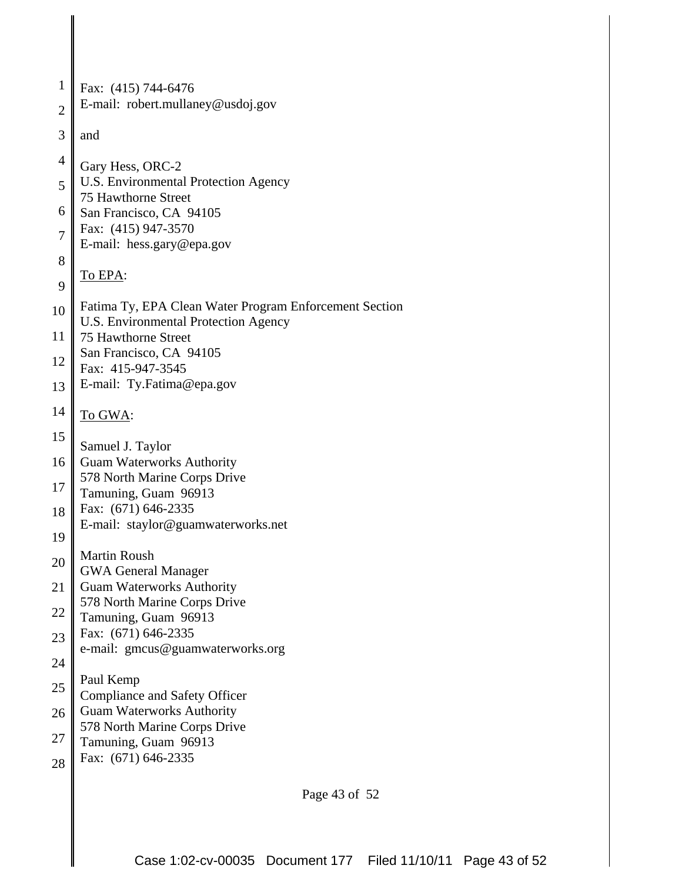Fax: (415) 744-6476
E-mail: robert.mullaney@usdoj.gov

and

Gary Hess, ORC-2
U.S. Environmental Protection Agency
75 Hawthorne Street
San Francisco, CA 94105
Fax: (415) 947-3570
E-mail: hess.gary@epa.gov

<u>To EPA</u>:

Fatima Ty, EPA Clean Water Program Enforcement Section
U.S. Environmental Protection Agency
75 Hawthorne Street
San Francisco, CA 94105
Fax: 415-947-3545
E-mail: Ty.Fatima@epa.gov

<u>To GWA</u>:

Samuel J. Taylor
Guam Waterworks Authority
578 North Marine Corps Drive
Tamuning, Guam 96913
Fax: (671) 646-2335
E-mail: staylor@guamwaterworks.net

Martin Roush
GWA General Manager
Guam Waterworks Authority
578 North Marine Corps Drive
Tamuning, Guam 96913
Fax: (671) 646-2335
e-mail: gmcus@guamwaterworks.org

Paul Kemp
Compliance and Safety Officer
Guam Waterworks Authority
578 North Marine Corps Drive
Tamuning, Guam 96913
Fax: (671) 646-2335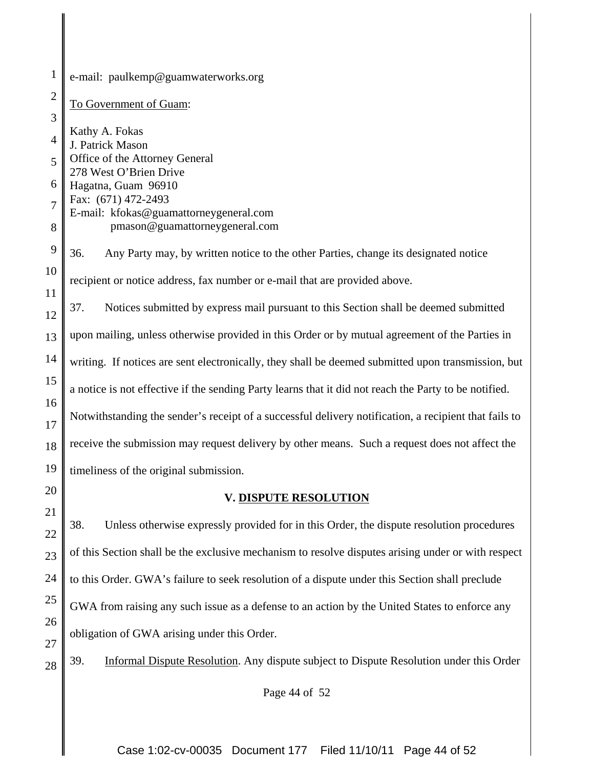e-mail: paulkemp@guamwaterworks.org

To Government of Guam:

Kathy A. Fokas
J. Patrick Mason
Office of the Attorney General
278 West O'Brien Drive
Hagatna, Guam 96910
Fax: (671) 472-2493
E-mail: kfokas@guamattorneygeneral.com
pmason@guamattorneygeneral.com

36. Any Party may, by written notice to the other Parties, change its designated notice recipient or notice address, fax number or e-mail that are provided above.

37. Notices submitted by express mail pursuant to this Section shall be deemed submitted upon mailing, unless otherwise provided in this Order or by mutual agreement of the Parties in writing. If notices are sent electronically, they shall be deemed submitted upon transmission, but a notice is not effective if the sending Party learns that it did not reach the Party to be notified. Notwithstanding the sender's receipt of a successful delivery notification, a recipient that fails to receive the submission may request delivery by other means. Such a request does not affect the timeliness of the original submission.

## V. DISPUTE RESOLUTION

38. Unless otherwise expressly provided for in this Order, the dispute resolution procedures of this Section shall be the exclusive mechanism to resolve disputes arising under or with respect to this Order. GWA's failure to seek resolution of a dispute under this Section shall preclude GWA from raising any such issue as a defense to an action by the United States to enforce any obligation of GWA arising under this Order.

39. Informal Dispute Resolution. Any dispute subject to Dispute Resolution under this Order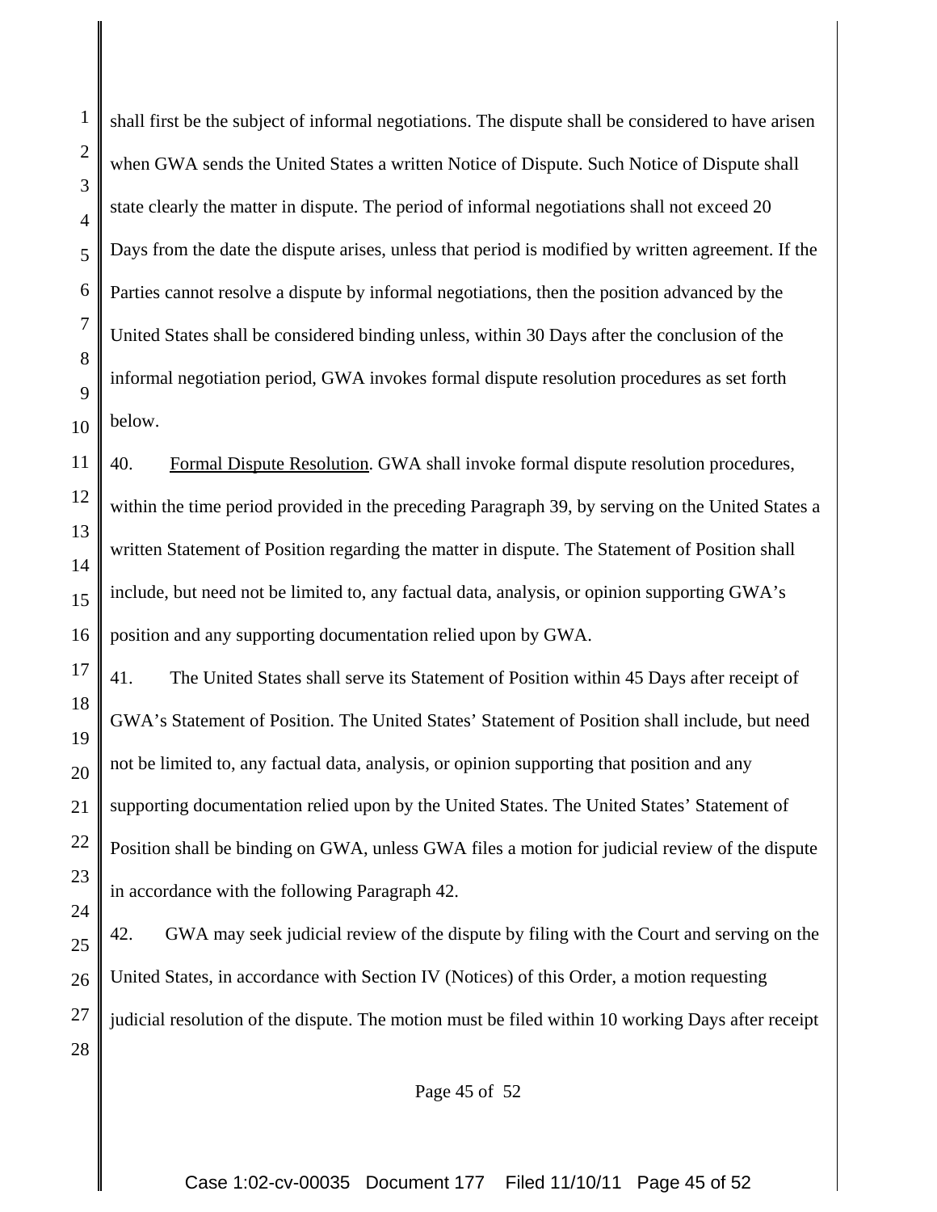shall first be the subject of informal negotiations. The dispute shall be considered to have arisen when GWA sends the United States a written Notice of Dispute. Such Notice of Dispute shall state clearly the matter in dispute. The period of informal negotiations shall not exceed 20 Days from the date the dispute arises, unless that period is modified by written agreement. If the Parties cannot resolve a dispute by informal negotiations, then the position advanced by the United States shall be considered binding unless, within 30 Days after the conclusion of the informal negotiation period, GWA invokes formal dispute resolution procedures as set forth below.

40. Formal Dispute Resolution. GWA shall invoke formal dispute resolution procedures, within the time period provided in the preceding Paragraph 39, by serving on the United States a written Statement of Position regarding the matter in dispute. The Statement of Position shall include, but need not be limited to, any factual data, analysis, or opinion supporting GWA's position and any supporting documentation relied upon by GWA.

41. The United States shall serve its Statement of Position within 45 Days after receipt of GWA's Statement of Position. The United States' Statement of Position shall include, but need not be limited to, any factual data, analysis, or opinion supporting that position and any supporting documentation relied upon by the United States. The United States' Statement of Position shall be binding on GWA, unless GWA files a motion for judicial review of the dispute in accordance with the following Paragraph 42.

42. GWA may seek judicial review of the dispute by filing with the Court and serving on the United States, in accordance with Section IV (Notices) of this Order, a motion requesting judicial resolution of the dispute. The motion must be filed within 10 working Days after receipt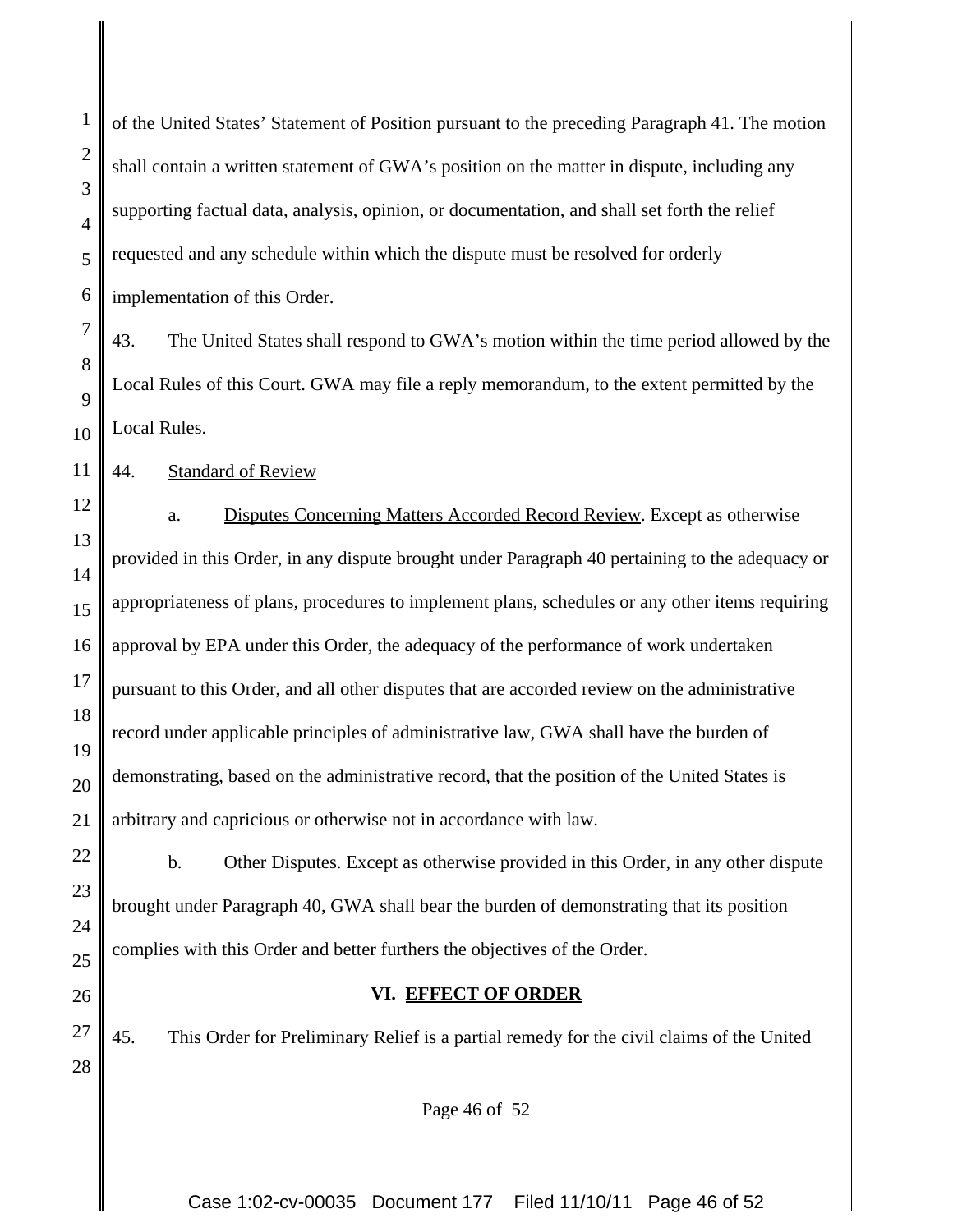of the United States' Statement of Position pursuant to the preceding Paragraph 41. The motion shall contain a written statement of GWA's position on the matter in dispute, including any supporting factual data, analysis, opinion, or documentation, and shall set forth the relief requested and any schedule within which the dispute must be resolved for orderly implementation of this Order.

43. The United States shall respond to GWA's motion within the time period allowed by the Local Rules of this Court. GWA may file a reply memorandum, to the extent permitted by the Local Rules.

44. Standard of Review

a. Disputes Concerning Matters Accorded Record Review. Except as otherwise provided in this Order, in any dispute brought under Paragraph 40 pertaining to the adequacy or appropriateness of plans, procedures to implement plans, schedules or any other items requiring approval by EPA under this Order, the adequacy of the performance of work undertaken pursuant to this Order, and all other disputes that are accorded review on the administrative record under applicable principles of administrative law, GWA shall have the burden of demonstrating, based on the administrative record, that the position of the United States is arbitrary and capricious or otherwise not in accordance with law.

b. Other Disputes. Except as otherwise provided in this Order, in any other dispute brought under Paragraph 40, GWA shall bear the burden of demonstrating that its position complies with this Order and better furthers the objectives of the Order.

## VI. EFFECT OF ORDER

45. This Order for Preliminary Relief is a partial remedy for the civil claims of the United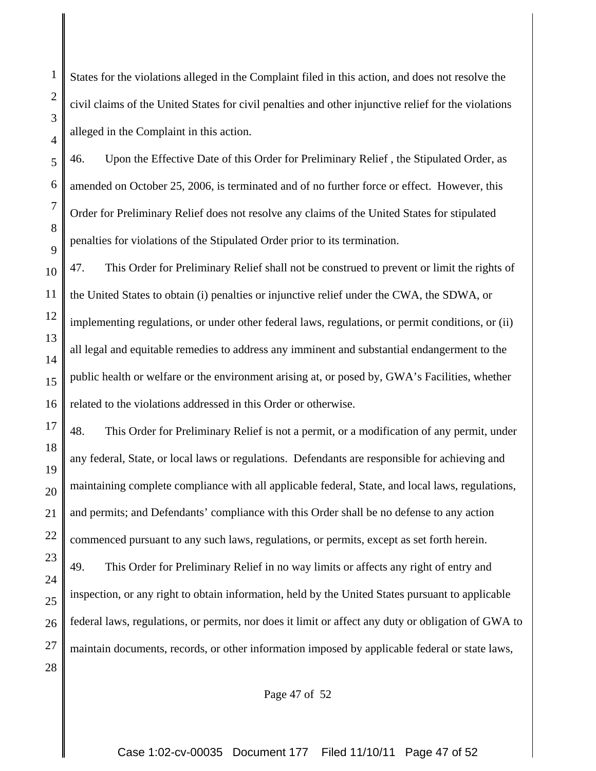States for the violations alleged in the Complaint filed in this action, and does not resolve the civil claims of the United States for civil penalties and other injunctive relief for the violations alleged in the Complaint in this action.

46. Upon the Effective Date of this Order for Preliminary Relief , the Stipulated Order, as amended on October 25, 2006, is terminated and of no further force or effect. However, this Order for Preliminary Relief does not resolve any claims of the United States for stipulated penalties for violations of the Stipulated Order prior to its termination.

47. This Order for Preliminary Relief shall not be construed to prevent or limit the rights of the United States to obtain (i) penalties or injunctive relief under the CWA, the SDWA, or implementing regulations, or under other federal laws, regulations, or permit conditions, or (ii) all legal and equitable remedies to address any imminent and substantial endangerment to the public health or welfare or the environment arising at, or posed by, GWA's Facilities, whether related to the violations addressed in this Order or otherwise.

48. This Order for Preliminary Relief is not a permit, or a modification of any permit, under any federal, State, or local laws or regulations. Defendants are responsible for achieving and maintaining complete compliance with all applicable federal, State, and local laws, regulations, and permits; and Defendants' compliance with this Order shall be no defense to any action commenced pursuant to any such laws, regulations, or permits, except as set forth herein.

49. This Order for Preliminary Relief in no way limits or affects any right of entry and inspection, or any right to obtain information, held by the United States pursuant to applicable federal laws, regulations, or permits, nor does it limit or affect any duty or obligation of GWA to maintain documents, records, or other information imposed by applicable federal or state laws,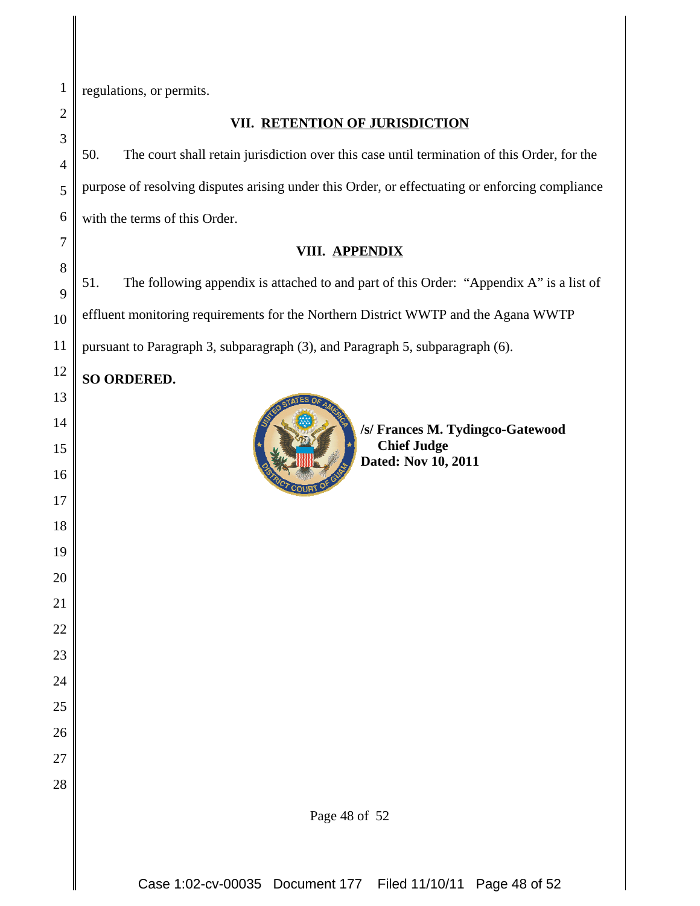regulations, or permits.

## VII. RETENTION OF JURISDICTION

50. The court shall retain jurisdiction over this case until termination of this Order, for the purpose of resolving disputes arising under this Order, or effectuating or enforcing compliance with the terms of this Order.

## VIII. APPENDIX

51. The following appendix is attached to and part of this Order: "Appendix A" is a list of effluent monitoring requirements for the Northern District WWTP and the Agana WWTP pursuant to Paragraph 3, subparagraph (3), and Paragraph 5, subparagraph (6).

**SO ORDERED.**

**/s/ Frances M. Tydingco-Gatewood**
**Chief Judge**
**Dated: Nov 10, 2011**

Case 1:02-cv-00035 Document 177 Filed 11/10/11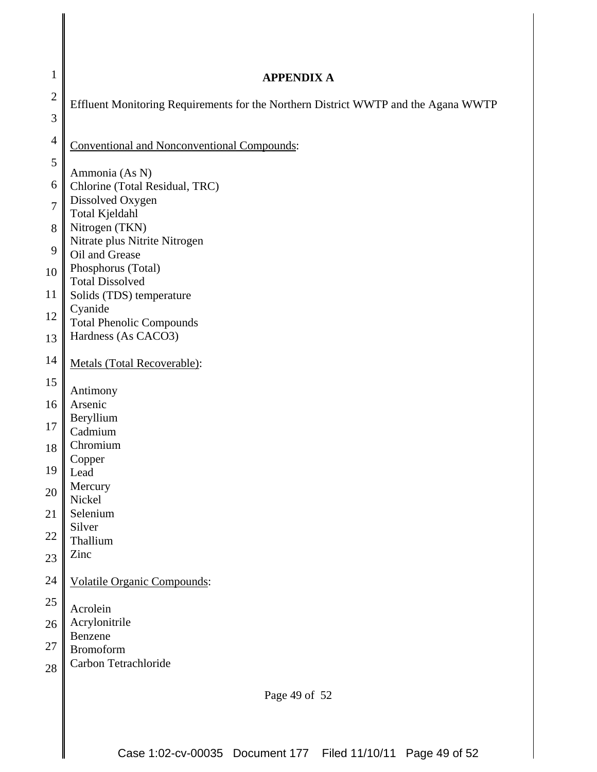# APPENDIX A

Effluent Monitoring Requirements for the Northern District WWTP and the Agana WWTP

Conventional and Nonconventional Compounds:

Ammonia (As N)
Chlorine (Total Residual, TRC)
Dissolved Oxygen
Total Kjeldahl
Nitrogen (TKN)
Nitrate plus Nitrite Nitrogen
Oil and Grease
Phosphorus (Total)
Total Dissolved
Solids (TDS) temperature
Cyanide
Total Phenolic Compounds
Hardness (As CACO3)

Metals (Total Recoverable):

Antimony
Arsenic
Beryllium
Cadmium
Chromium
Copper
Lead
Mercury
Nickel
Selenium
Silver
Thallium
Zinc

Volatile Organic Compounds:

Acrolein
Acrylonitrile
Benzene
Bromoform
Carbon Tetrachloride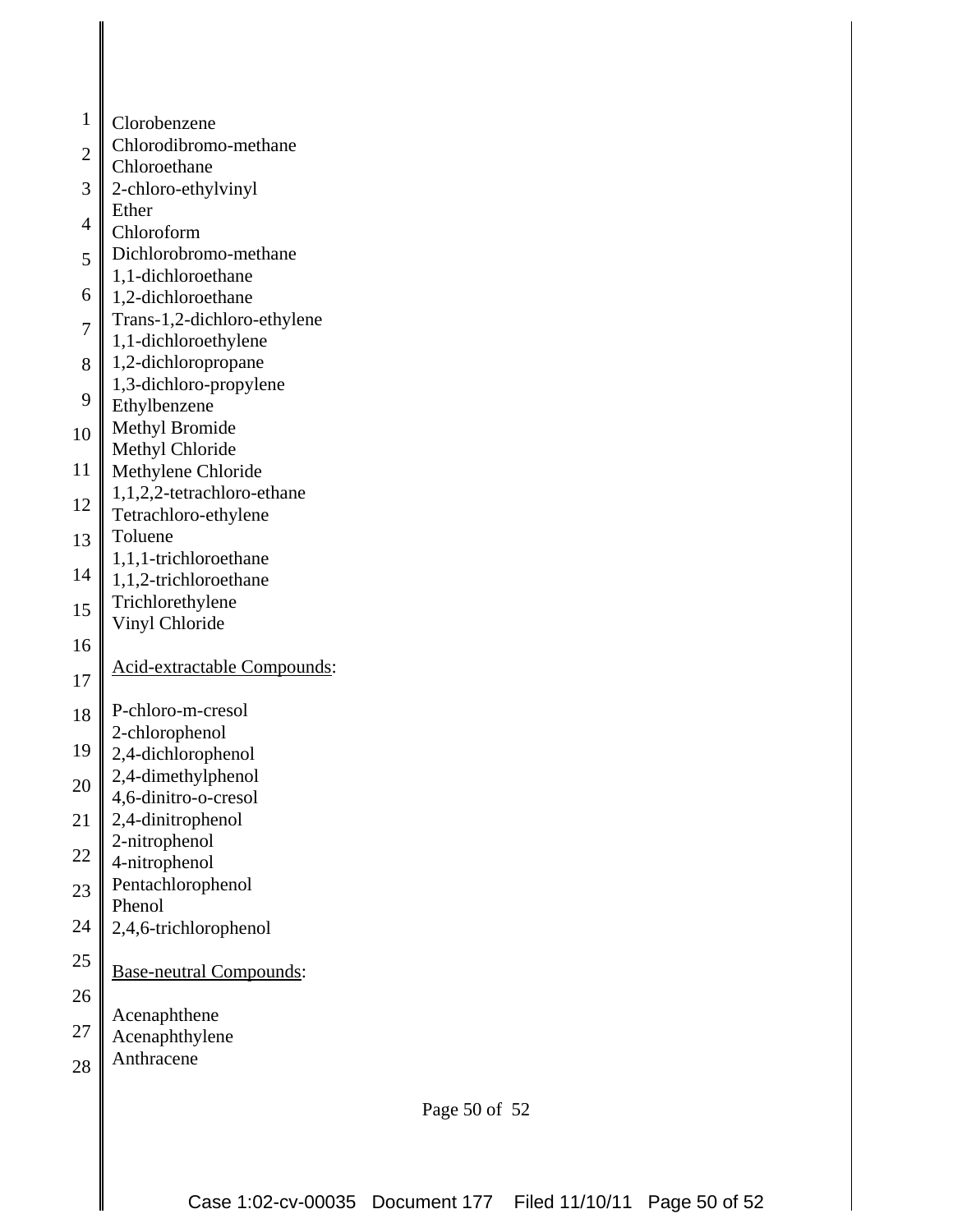Clorobenzene
Chlorodibromo-methane
Chloroethane
2-chloro-ethylvinyl
Ether
Chloroform
Dichlorobromo-methane
1,1-dichloroethane
1,2-dichloroethane
Trans-1,2-dichloro-ethylene
1,1-dichloroethylene
1,2-dichloropropane
1,3-dichloro-propylene
Ethylbenzene
Methyl Bromide
Methyl Chloride
Methylene Chloride
1,1,2,2-tetrachloro-ethane
Tetrachloro-ethylene
Toluene
1,1,1-trichloroethane
1,1,2-trichloroethane
Trichlorethylene
Vinyl Chloride

Acid-extractable Compounds:

P-chloro-m-cresol
2-chlorophenol
2,4-dichlorophenol
2,4-dimethylphenol
4,6-dinitro-o-cresol
2,4-dinitrophenol
2-nitrophenol
4-nitrophenol
Pentachlorophenol
Phenol
2,4,6-trichlorophenol

Base-neutral Compounds:

Acenaphthene
Acenaphthylene
Anthracene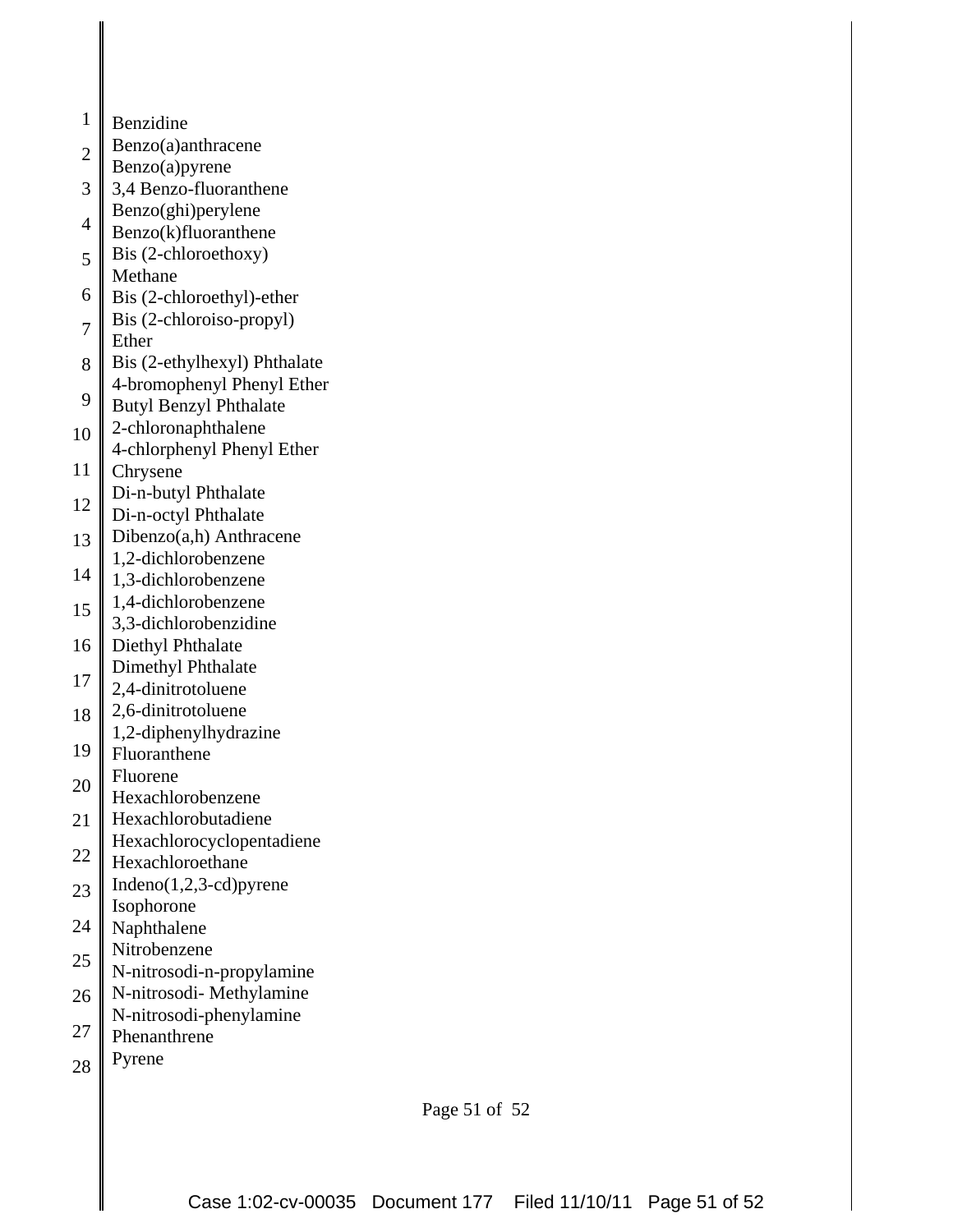Benzidine
Benzo(a)anthracene
Benzo(a)pyrene
3,4 Benzo-fluoranthene
Benzo(ghi)perylene
Benzo(k)fluoranthene
Bis (2-chloroethoxy) Methane
Bis (2-chloroethyl)-ether
Bis (2-chloroiso-propyl) Ether
Bis (2-ethylhexyl) Phthalate
4-bromophenyl Phenyl Ether
Butyl Benzyl Phthalate
2-chloronaphthalene
4-chlorphenyl Phenyl Ether
Chrysene
Di-n-butyl Phthalate
Di-n-octyl Phthalate
Dibenzo(a,h) Anthracene
1,2-dichlorobenzene
1,3-dichlorobenzene
1,4-dichlorobenzene
3,3-dichlorobenzidine
Diethyl Phthalate
Dimethyl Phthalate
2,4-dinitrotoluene
2,6-dinitrotoluene
1,2-diphenylhydrazine
Fluoranthene
Fluorene
Hexachlorobenzene
Hexachlorobutadiene
Hexachlorocyclopentadiene
Hexachloroethane
Indeno(1,2,3-cd)pyrene
Isophorone
Naphthalene
Nitrobenzene
N-nitrosodi-n-propylamine
N-nitrosodi- Methylamine
N-nitrosodi-phenylamine
Phenanthrene
Pyrene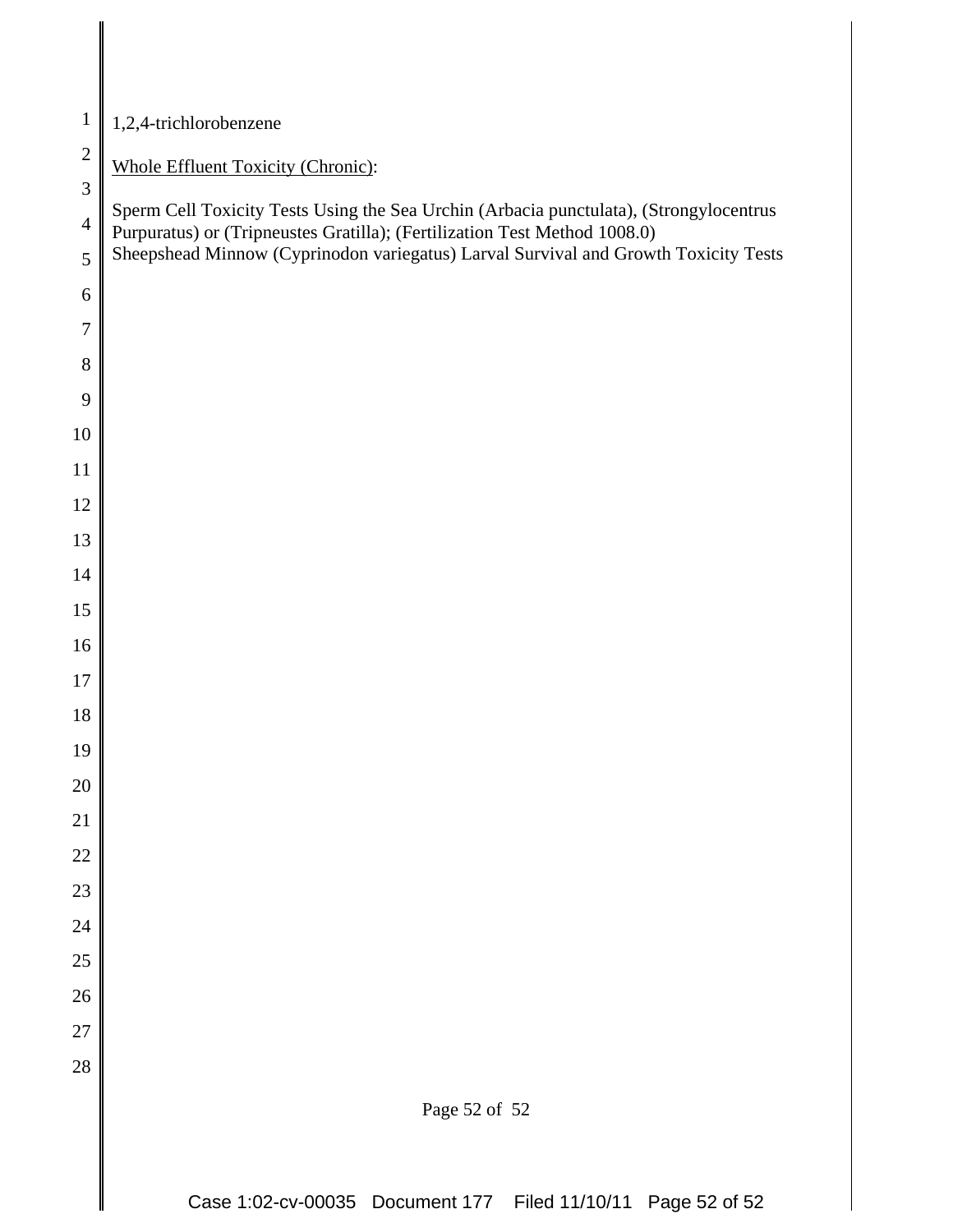1,2,4-trichlorobenzene

Whole Effluent Toxicity (Chronic):

Sperm Cell Toxicity Tests Using the Sea Urchin (Arbacia punctulata), (Strongylocentrus Purpuratus) or (Tripneustes Gratilla); (Fertilization Test Method 1008.0)
Sheepshead Minnow (Cyprinodon variegatus) Larval Survival and Growth Toxicity Tests